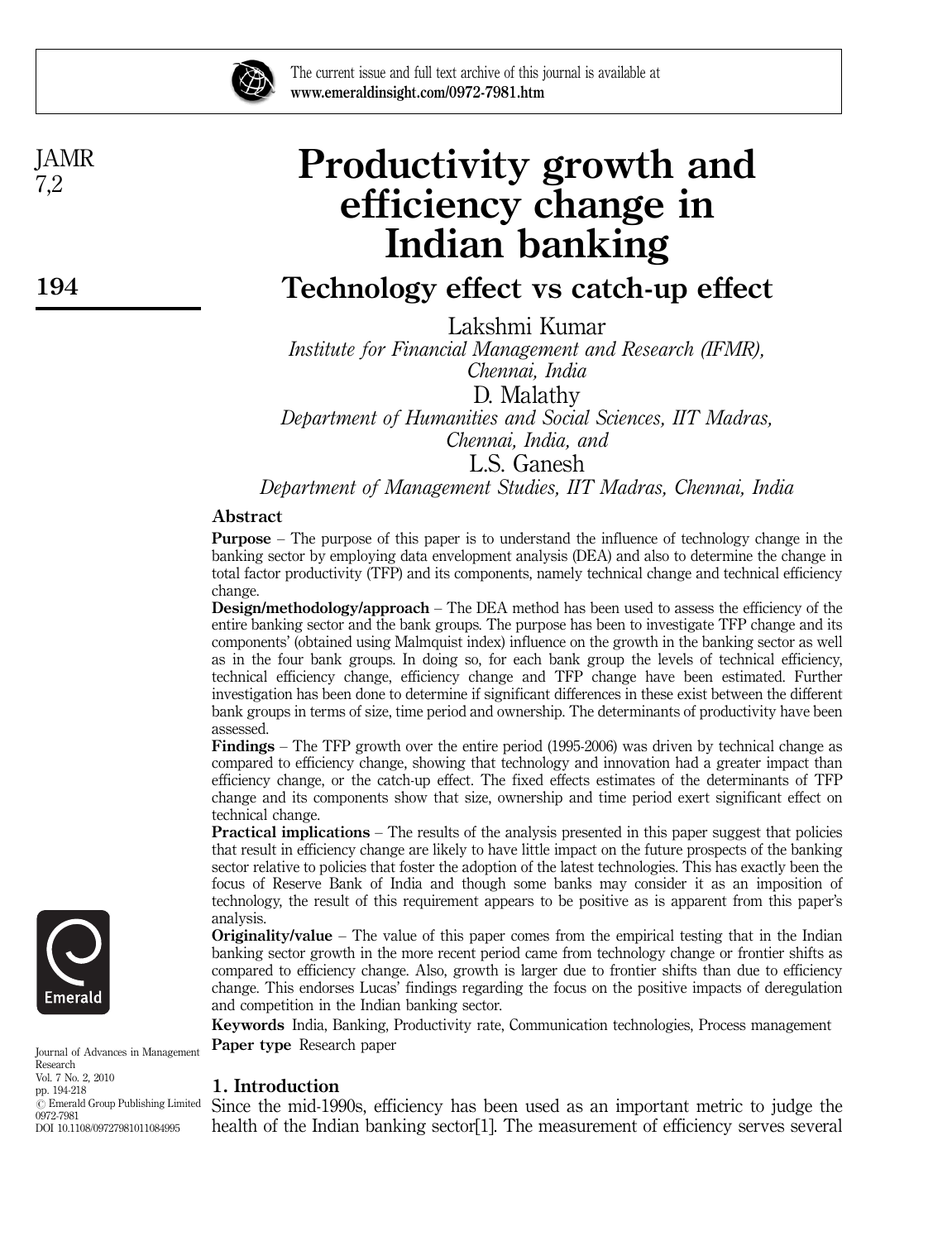The current issue and full text archive of this journal is available at
www.emeraldinsight.com/0972-7981.htm

# Productivity growth and efficiency change in Indian banking

## Technology effect vs catch-up effect

Lakshmi Kumar
*Institute for Financial Management and Research (IFMR), Chennai, India*

D. Malathy
*Department of Humanities and Social Sciences, IIT Madras, Chennai, India, and*

L.S. Ganesh
*Department of Management Studies, IIT Madras, Chennai, India*

### Abstract

**Purpose** – The purpose of this paper is to understand the influence of technology change in the banking sector by employing data envelopment analysis (DEA) and also to determine the change in total factor productivity (TFP) and its components, namely technical change and technical efficiency change.

**Design/methodology/approach** – The DEA method has been used to assess the efficiency of the entire banking sector and the bank groups. The purpose has been to investigate TFP change and its components' (obtained using Malmquist index) influence on the growth in the banking sector as well as in the four bank groups. In doing so, for each bank group the levels of technical efficiency, technical efficiency change, efficiency change and TFP change have been estimated. Further investigation has been done to determine if significant differences in these exist between the different bank groups in terms of size, time period and ownership. The determinants of productivity have been assessed.

**Findings** – The TFP growth over the entire period (1995-2006) was driven by technical change as compared to efficiency change, showing that technology and innovation had a greater impact than efficiency change, or the catch-up effect. The fixed effects estimates of the determinants of TFP change and its components show that size, ownership and time period exert significant effect on technical change.

**Practical implications** – The results of the analysis presented in this paper suggest that policies that result in efficiency change are likely to have little impact on the future prospects of the banking sector relative to policies that foster the adoption of the latest technologies. This has exactly been the focus of Reserve Bank of India and though some banks may consider it as an imposition of technology, the result of this requirement appears to be positive as is apparent from this paper's analysis.

**Originality/value** – The value of this paper comes from the empirical testing that in the Indian banking sector growth in the more recent period came from technology change or frontier shifts as compared to efficiency change. Also, growth is larger due to frontier shifts than due to efficiency change. This endorses Lucas' findings regarding the focus on the positive impacts of deregulation and competition in the Indian banking sector.

**Keywords** India, Banking, Productivity rate, Communication technologies, Process management

**Paper type** Research paper

Journal of Advances in Management Research
Vol. 7 No. 2, 2010
pp. 194-218
© Emerald Group Publishing Limited
0972-7981
DOI 10.1108/09727981011084995

## 1. Introduction

Since the mid-1990s, efficiency has been used as an important metric to judge the health of the Indian banking sector[1]. The measurement of efficiency serves several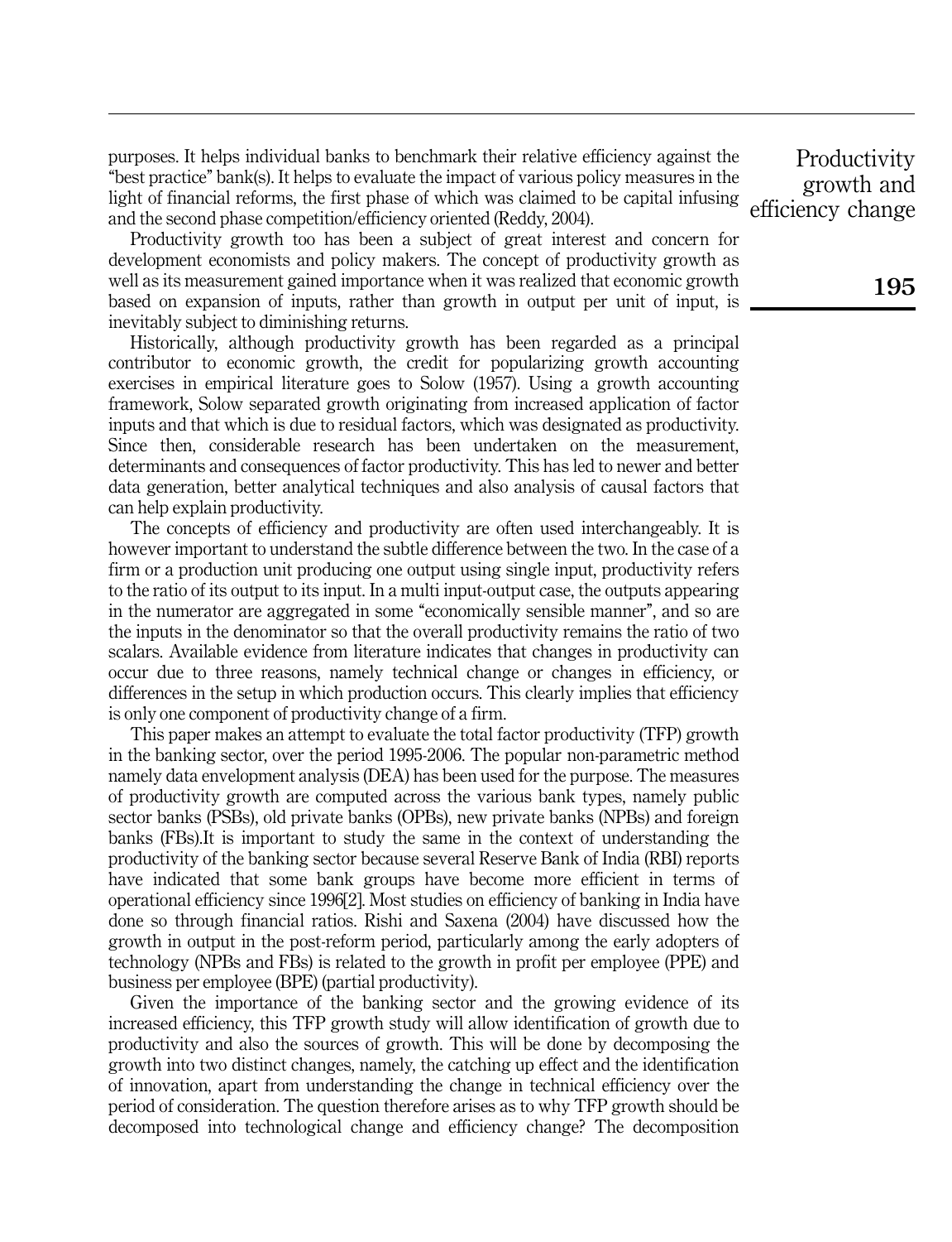purposes. It helps individual banks to benchmark their relative efficiency against the "best practice" bank(s). It helps to evaluate the impact of various policy measures in the light of financial reforms, the first phase of which was claimed to be capital infusing and the second phase competition/efficiency oriented (Reddy, 2004).

Productivity growth too has been a subject of great interest and concern for development economists and policy makers. The concept of productivity growth as well as its measurement gained importance when it was realized that economic growth based on expansion of inputs, rather than growth in output per unit of input, is inevitably subject to diminishing returns.

Historically, although productivity growth has been regarded as a principal contributor to economic growth, the credit for popularizing growth accounting exercises in empirical literature goes to Solow (1957). Using a growth accounting framework, Solow separated growth originating from increased application of factor inputs and that which is due to residual factors, which was designated as productivity. Since then, considerable research has been undertaken on the measurement, determinants and consequences of factor productivity. This has led to newer and better data generation, better analytical techniques and also analysis of causal factors that can help explain productivity.

The concepts of efficiency and productivity are often used interchangeably. It is however important to understand the subtle difference between the two. In the case of a firm or a production unit producing one output using single input, productivity refers to the ratio of its output to its input. In a multi input-output case, the outputs appearing in the numerator are aggregated in some "economically sensible manner", and so are the inputs in the denominator so that the overall productivity remains the ratio of two scalars. Available evidence from literature indicates that changes in productivity can occur due to three reasons, namely technical change or changes in efficiency, or differences in the setup in which production occurs. This clearly implies that efficiency is only one component of productivity change of a firm.

This paper makes an attempt to evaluate the total factor productivity (TFP) growth in the banking sector, over the period 1995-2006. The popular non-parametric method namely data envelopment analysis (DEA) has been used for the purpose. The measures of productivity growth are computed across the various bank types, namely public sector banks (PSBs), old private banks (OPBs), new private banks (NPBs) and foreign banks (FBs).It is important to study the same in the context of understanding the productivity of the banking sector because several Reserve Bank of India (RBI) reports have indicated that some bank groups have become more efficient in terms of operational efficiency since 1996[2]. Most studies on efficiency of banking in India have done so through financial ratios. Rishi and Saxena (2004) have discussed how the growth in output in the post-reform period, particularly among the early adopters of technology (NPBs and FBs) is related to the growth in profit per employee (PPE) and business per employee (BPE) (partial productivity).

Given the importance of the banking sector and the growing evidence of its increased efficiency, this TFP growth study will allow identification of growth due to productivity and also the sources of growth. This will be done by decomposing the growth into two distinct changes, namely, the catching up effect and the identification of innovation, apart from understanding the change in technical efficiency over the period of consideration. The question therefore arises as to why TFP growth should be decomposed into technological change and efficiency change? The decomposition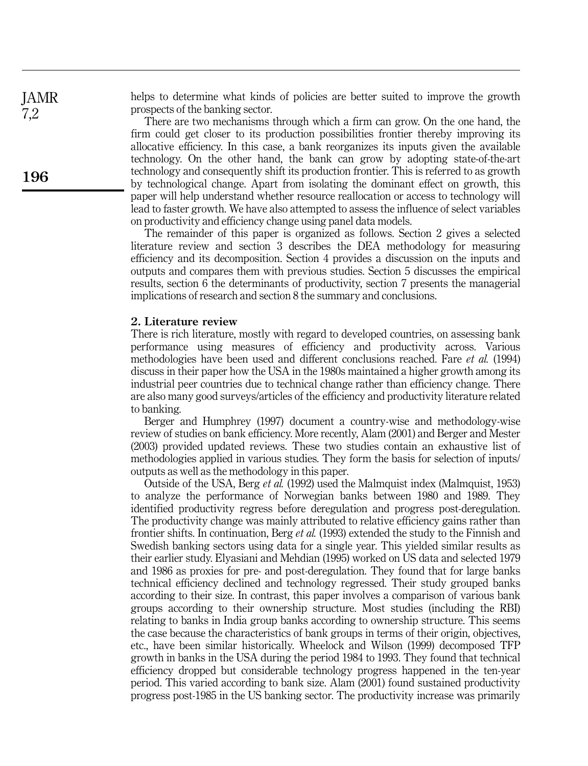helps to determine what kinds of policies are better suited to improve the growth prospects of the banking sector.

There are two mechanisms through which a firm can grow. On the one hand, the firm could get closer to its production possibilities frontier thereby improving its allocative efficiency. In this case, a bank reorganizes its inputs given the available technology. On the other hand, the bank can grow by adopting state-of-the-art technology and consequently shift its production frontier. This is referred to as growth by technological change. Apart from isolating the dominant effect on growth, this paper will help understand whether resource reallocation or access to technology will lead to faster growth. We have also attempted to assess the influence of select variables on productivity and efficiency change using panel data models.

The remainder of this paper is organized as follows. Section 2 gives a selected literature review and section 3 describes the DEA methodology for measuring efficiency and its decomposition. Section 4 provides a discussion on the inputs and outputs and compares them with previous studies. Section 5 discusses the empirical results, section 6 the determinants of productivity, section 7 presents the managerial implications of research and section 8 the summary and conclusions.

## 2. Literature review

There is rich literature, mostly with regard to developed countries, on assessing bank performance using measures of efficiency and productivity across. Various methodologies have been used and different conclusions reached. Fare *et al.* (1994) discuss in their paper how the USA in the 1980s maintained a higher growth among its industrial peer countries due to technical change rather than efficiency change. There are also many good surveys/articles of the efficiency and productivity literature related to banking.

Berger and Humphrey (1997) document a country-wise and methodology-wise review of studies on bank efficiency. More recently, Alam (2001) and Berger and Mester (2003) provided updated reviews. These two studies contain an exhaustive list of methodologies applied in various studies. They form the basis for selection of inputs/outputs as well as the methodology in this paper.

Outside of the USA, Berg *et al.* (1992) used the Malmquist index (Malmquist, 1953) to analyze the performance of Norwegian banks between 1980 and 1989. They identified productivity regress before deregulation and progress post-deregulation. The productivity change was mainly attributed to relative efficiency gains rather than frontier shifts. In continuation, Berg *et al.* (1993) extended the study to the Finnish and Swedish banking sectors using data for a single year. This yielded similar results as their earlier study. Elyasiani and Mehdian (1995) worked on US data and selected 1979 and 1986 as proxies for pre- and post-deregulation. They found that for large banks technical efficiency declined and technology regressed. Their study grouped banks according to their size. In contrast, this paper involves a comparison of various bank groups according to their ownership structure. Most studies (including the RBI) relating to banks in India group banks according to ownership structure. This seems the case because the characteristics of bank groups in terms of their origin, objectives, etc., have been similar historically. Wheelock and Wilson (1999) decomposed TFP growth in banks in the USA during the period 1984 to 1993. They found that technical efficiency dropped but considerable technology progress happened in the ten-year period. This varied according to bank size. Alam (2001) found sustained productivity progress post-1985 in the US banking sector. The productivity increase was primarily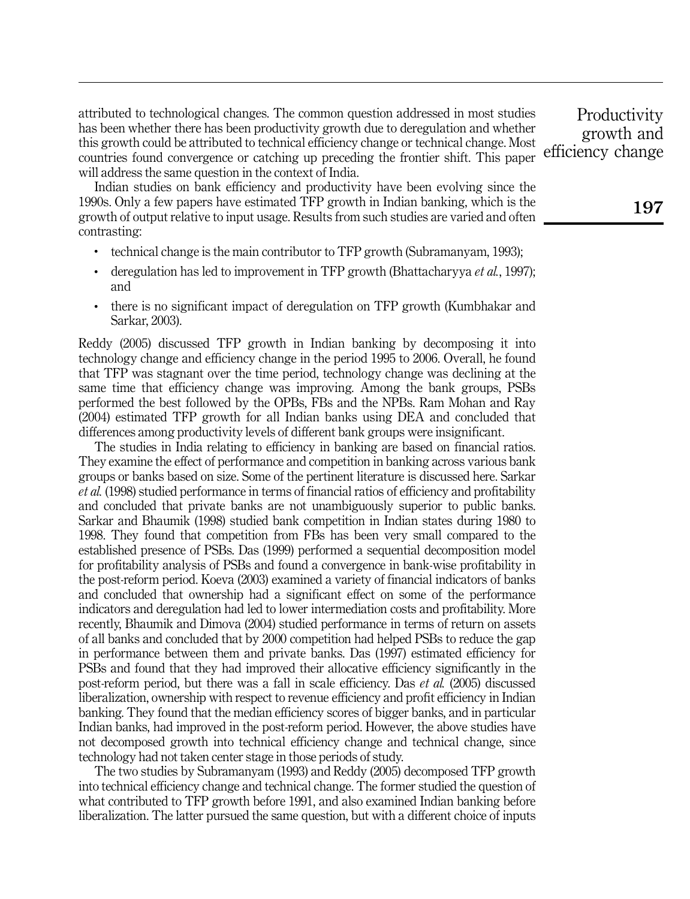attributed to technological changes. The common question addressed in most studies has been whether there has been productivity growth due to deregulation and whether this growth could be attributed to technical efficiency change or technical change. Most countries found convergence or catching up preceding the frontier shift. This paper will address the same question in the context of India.

Indian studies on bank efficiency and productivity have been evolving since the 1990s. Only a few papers have estimated TFP growth in Indian banking, which is the growth of output relative to input usage. Results from such studies are varied and often contrasting:

- technical change is the main contributor to TFP growth (Subramanyam, 1993);
- deregulation has led to improvement in TFP growth (Bhattacharyya *et al.*, 1997); and
- there is no significant impact of deregulation on TFP growth (Kumbhakar and Sarkar, 2003).

Reddy (2005) discussed TFP growth in Indian banking by decomposing it into technology change and efficiency change in the period 1995 to 2006. Overall, he found that TFP was stagnant over the time period, technology change was declining at the same time that efficiency change was improving. Among the bank groups, PSBs performed the best followed by the OPBs, FBs and the NPBs. Ram Mohan and Ray (2004) estimated TFP growth for all Indian banks using DEA and concluded that differences among productivity levels of different bank groups were insignificant.

The studies in India relating to efficiency in banking are based on financial ratios. They examine the effect of performance and competition in banking across various bank groups or banks based on size. Some of the pertinent literature is discussed here. Sarkar *et al.* (1998) studied performance in terms of financial ratios of efficiency and profitability and concluded that private banks are not unambiguously superior to public banks. Sarkar and Bhaumik (1998) studied bank competition in Indian states during 1980 to 1998. They found that competition from FBs has been very small compared to the established presence of PSBs. Das (1999) performed a sequential decomposition model for profitability analysis of PSBs and found a convergence in bank-wise profitability in the post-reform period. Koeva (2003) examined a variety of financial indicators of banks and concluded that ownership had a significant effect on some of the performance indicators and deregulation had led to lower intermediation costs and profitability. More recently, Bhaumik and Dimova (2004) studied performance in terms of return on assets of all banks and concluded that by 2000 competition had helped PSBs to reduce the gap in performance between them and private banks. Das (1997) estimated efficiency for PSBs and found that they had improved their allocative efficiency significantly in the post-reform period, but there was a fall in scale efficiency. Das *et al.* (2005) discussed liberalization, ownership with respect to revenue efficiency and profit efficiency in Indian banking. They found that the median efficiency scores of bigger banks, and in particular Indian banks, had improved in the post-reform period. However, the above studies have not decomposed growth into technical efficiency change and technical change, since technology had not taken center stage in those periods of study.

The two studies by Subramanyam (1993) and Reddy (2005) decomposed TFP growth into technical efficiency change and technical change. The former studied the question of what contributed to TFP growth before 1991, and also examined Indian banking before liberalization. The latter pursued the same question, but with a different choice of inputs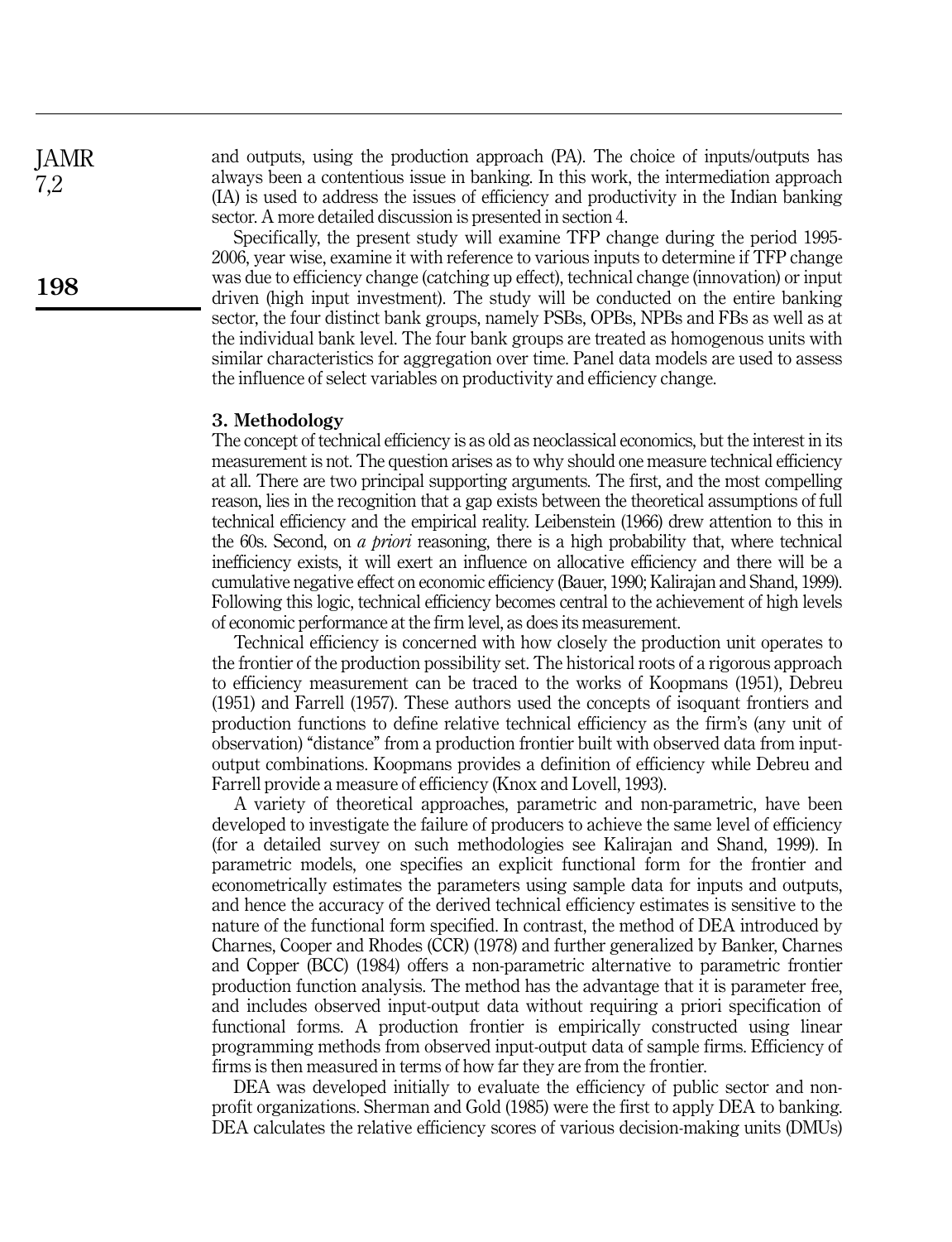and outputs, using the production approach (PA). The choice of inputs/outputs has always been a contentious issue in banking. In this work, the intermediation approach (IA) is used to address the issues of efficiency and productivity in the Indian banking sector. A more detailed discussion is presented in section 4.

Specifically, the present study will examine TFP change during the period 1995-2006, year wise, examine it with reference to various inputs to determine if TFP change was due to efficiency change (catching up effect), technical change (innovation) or input driven (high input investment). The study will be conducted on the entire banking sector, the four distinct bank groups, namely PSBs, OPBs, NPBs and FBs as well as at the individual bank level. The four bank groups are treated as homogenous units with similar characteristics for aggregation over time. Panel data models are used to assess the influence of select variables on productivity and efficiency change.

## 3. Methodology

The concept of technical efficiency is as old as neoclassical economics, but the interest in its measurement is not. The question arises as to why should one measure technical efficiency at all. There are two principal supporting arguments. The first, and the most compelling reason, lies in the recognition that a gap exists between the theoretical assumptions of full technical efficiency and the empirical reality. Leibenstein (1966) drew attention to this in the 60s. Second, on *a priori* reasoning, there is a high probability that, where technical inefficiency exists, it will exert an influence on allocative efficiency and there will be a cumulative negative effect on economic efficiency (Bauer, 1990; Kalirajan and Shand, 1999). Following this logic, technical efficiency becomes central to the achievement of high levels of economic performance at the firm level, as does its measurement.

Technical efficiency is concerned with how closely the production unit operates to the frontier of the production possibility set. The historical roots of a rigorous approach to efficiency measurement can be traced to the works of Koopmans (1951), Debreu (1951) and Farrell (1957). These authors used the concepts of isoquant frontiers and production functions to define relative technical efficiency as the firm's (any unit of observation) "distance" from a production frontier built with observed data from input-output combinations. Koopmans provides a definition of efficiency while Debreu and Farrell provide a measure of efficiency (Knox and Lovell, 1993).

A variety of theoretical approaches, parametric and non-parametric, have been developed to investigate the failure of producers to achieve the same level of efficiency (for a detailed survey on such methodologies see Kalirajan and Shand, 1999). In parametric models, one specifies an explicit functional form for the frontier and econometrically estimates the parameters using sample data for inputs and outputs, and hence the accuracy of the derived technical efficiency estimates is sensitive to the nature of the functional form specified. In contrast, the method of DEA introduced by Charnes, Cooper and Rhodes (CCR) (1978) and further generalized by Banker, Charnes and Copper (BCC) (1984) offers a non-parametric alternative to parametric frontier production function analysis. The method has the advantage that it is parameter free, and includes observed input-output data without requiring a priori specification of functional forms. A production frontier is empirically constructed using linear programming methods from observed input-output data of sample firms. Efficiency of firms is then measured in terms of how far they are from the frontier.

DEA was developed initially to evaluate the efficiency of public sector and non-profit organizations. Sherman and Gold (1985) were the first to apply DEA to banking. DEA calculates the relative efficiency scores of various decision-making units (DMUs)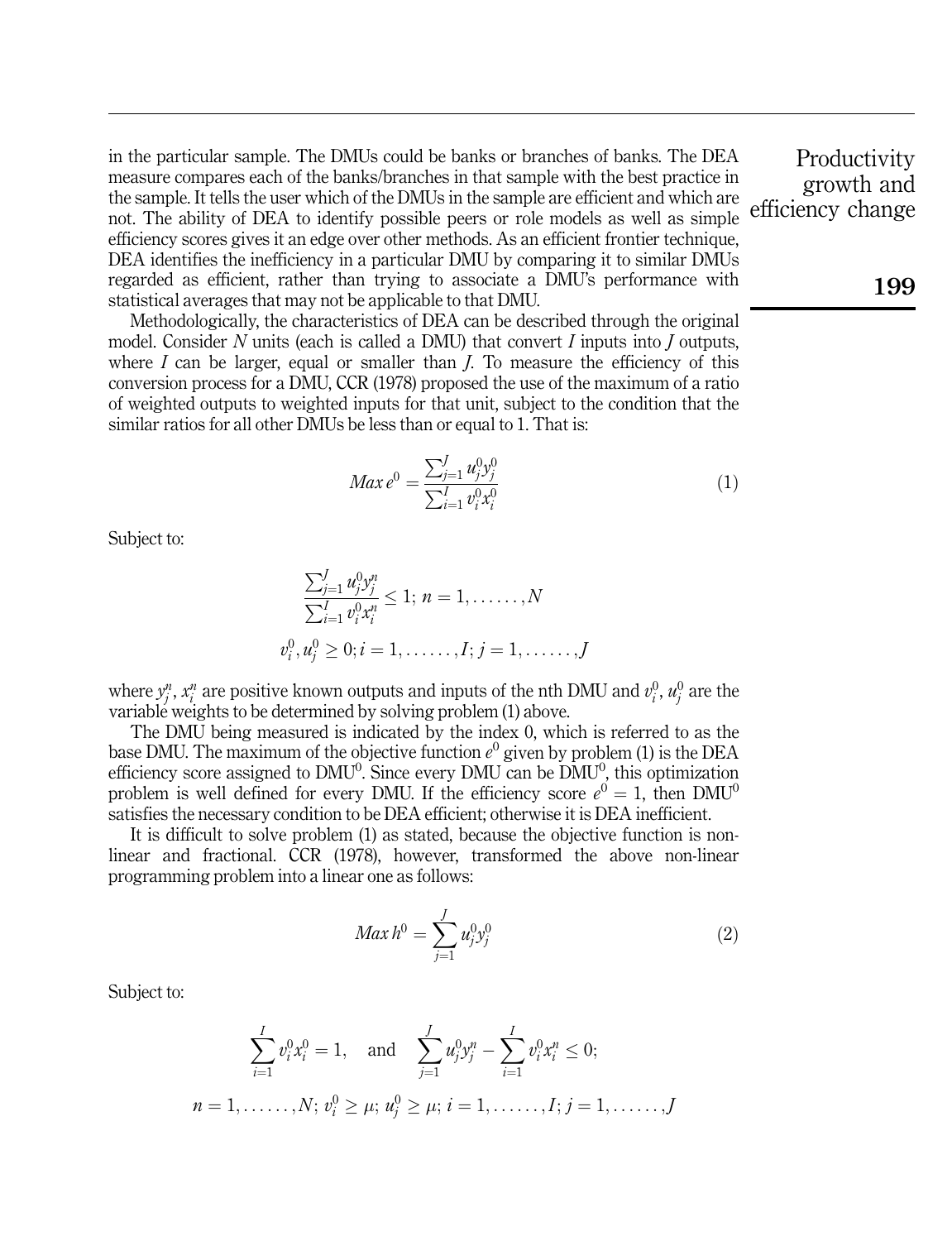in the particular sample. The DMUs could be banks or branches of banks. The DEA measure compares each of the banks/branches in that sample with the best practice in the sample. It tells the user which of the DMUs in the sample are efficient and which are not. The ability of DEA to identify possible peers or role models as well as simple efficiency scores gives it an edge over other methods. As an efficient frontier technique, DEA identifies the inefficiency in a particular DMU by comparing it to similar DMUs regarded as efficient, rather than trying to associate a DMU's performance with statistical averages that may not be applicable to that DMU.

Methodologically, the characteristics of DEA can be described through the original model. Consider $N$ units (each is called a DMU) that convert $I$ inputs into $J$ outputs, where $I$ can be larger, equal or smaller than $J$. To measure the efficiency of this conversion process for a DMU, CCR (1978) proposed the use of the maximum of a ratio of weighted outputs to weighted inputs for that unit, subject to the condition that the similar ratios for all other DMUs be less than or equal to 1. That is:

$$Max\, e^0 = \frac{\sum_{j=1}^{J} u_j^0 y_j^0}{\sum_{i=1}^{I} v_i^0 x_i^0} \tag{1}$$

Subject to:

$$\frac{\sum_{j=1}^{J} u_j^0 y_j^n}{\sum_{i=1}^{I} v_i^0 x_i^n} \leq 1;\ n = 1, \ldots\ldots, N$$

$$v_i^0, u_j^0 \geq 0;\ i = 1, \ldots\ldots, I;\ j = 1, \ldots\ldots, J$$

where $y_j^n$, $x_i^n$ are positive known outputs and inputs of the nth DMU and $v_i^0$, $u_j^0$ are the variable weights to be determined by solving problem (1) above.

The DMU being measured is indicated by the index 0, which is referred to as the base DMU. The maximum of the objective function $e^0$ given by problem (1) is the DEA efficiency score assigned to $DMU^0$. Since every DMU can be $DMU^0$, this optimization problem is well defined for every DMU. If the efficiency score $e^0 = 1$, then $DMU^0$ satisfies the necessary condition to be DEA efficient; otherwise it is DEA inefficient.

It is difficult to solve problem (1) as stated, because the objective function is non-linear and fractional. CCR (1978), however, transformed the above non-linear programming problem into a linear one as follows:

$$Max\, h^0 = \sum_{j=1}^{J} u_j^0 y_j^0 \tag{2}$$

Subject to:

$$\sum_{i=1}^{I} v_i^0 x_i^0 = 1, \quad \text{and} \quad \sum_{j=1}^{J} u_j^0 y_j^n - \sum_{i=1}^{I} v_i^0 x_i^n \leq 0;$$

$$n = 1, \ldots\ldots, N;\ v_i^0 \geq \mu;\ u_j^0 \geq \mu;\ i = 1, \ldots\ldots, I;\ j = 1, \ldots\ldots, J$$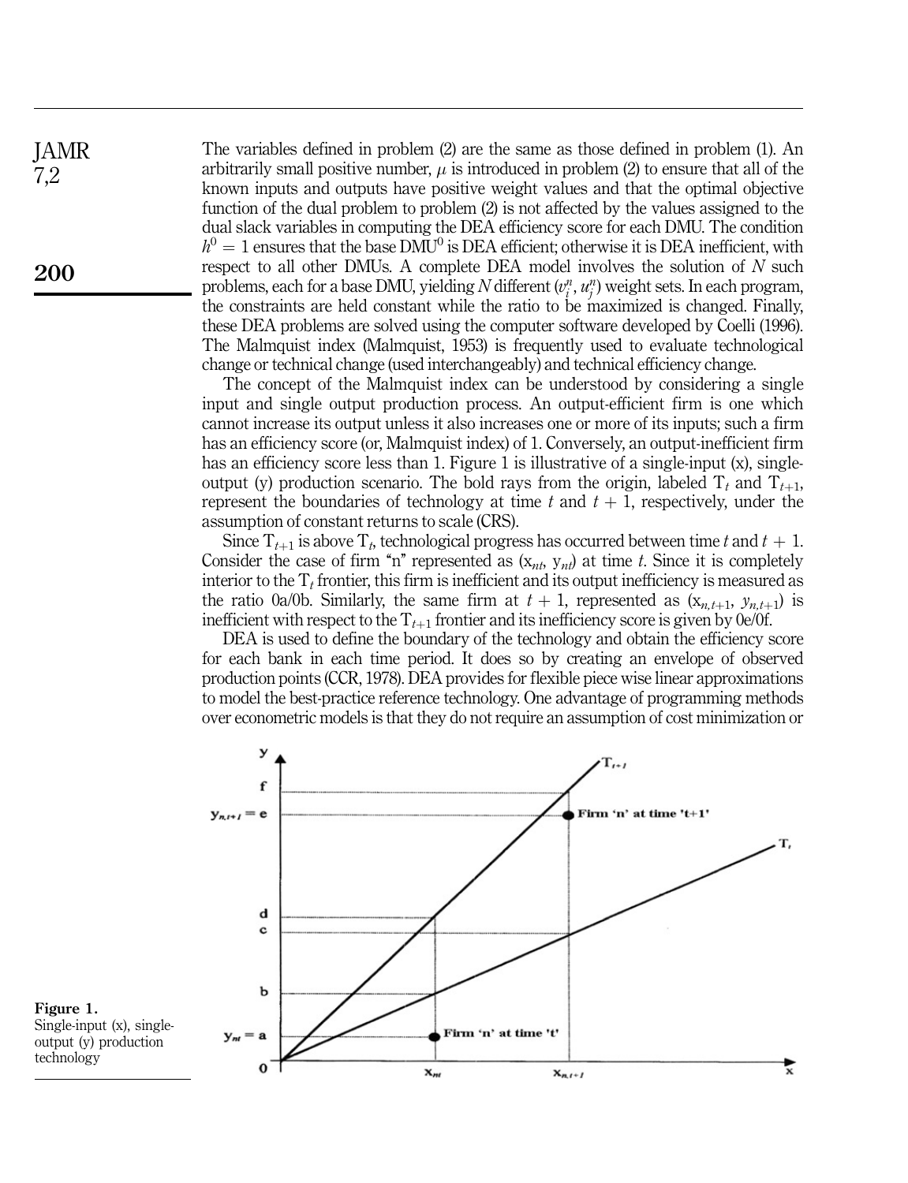The variables defined in problem (2) are the same as those defined in problem (1). An arbitrarily small positive number, $\mu$ is introduced in problem (2) to ensure that all of the known inputs and outputs have positive weight values and that the optimal objective function of the dual problem to problem (2) is not affected by the values assigned to the dual slack variables in computing the DEA efficiency score for each DMU. The condition $h^0 = 1$ ensures that the base DMU$^0$ is DEA efficient; otherwise it is DEA inefficient, with respect to all other DMUs. A complete DEA model involves the solution of $N$ such problems, each for a base DMU, yielding $N$ different $(v_i^n, u_j^n)$ weight sets. In each program, the constraints are held constant while the ratio to be maximized is changed. Finally, these DEA problems are solved using the computer software developed by Coelli (1996). The Malmquist index (Malmquist, 1953) is frequently used to evaluate technological change or technical change (used interchangeably) and technical efficiency change.

The concept of the Malmquist index can be understood by considering a single input and single output production process. An output-efficient firm is one which cannot increase its output unless it also increases one or more of its inputs; such a firm has an efficiency score (or, Malmquist index) of 1. Conversely, an output-inefficient firm has an efficiency score less than 1. Figure 1 is illustrative of a single-input (x), single-output (y) production scenario. The bold rays from the origin, labeled $T_t$ and $T_{t+1}$, represent the boundaries of technology at time $t$ and $t + 1$, respectively, under the assumption of constant returns to scale (CRS).

Since $T_{t+1}$ is above $T_t$, technological progress has occurred between time $t$ and $t + 1$. Consider the case of firm "n" represented as $(x_{nt}, y_{nt})$ at time $t$. Since it is completely interior to the $T_t$ frontier, this firm is inefficient and its output inefficiency is measured as the ratio 0a/0b. Similarly, the same firm at $t + 1$, represented as $(x_{n,t+1}, y_{n,t+1})$ is inefficient with respect to the $T_{t+1}$ frontier and its inefficiency score is given by 0e/0f.

DEA is used to define the boundary of the technology and obtain the efficiency score for each bank in each time period. It does so by creating an envelope of observed production points (CCR, 1978). DEA provides for flexible piece wise linear approximations to model the best-practice reference technology. One advantage of programming methods over econometric models is that they do not require an assumption of cost minimization or

**Figure 1.** Single-input (x), single-output (y) production technology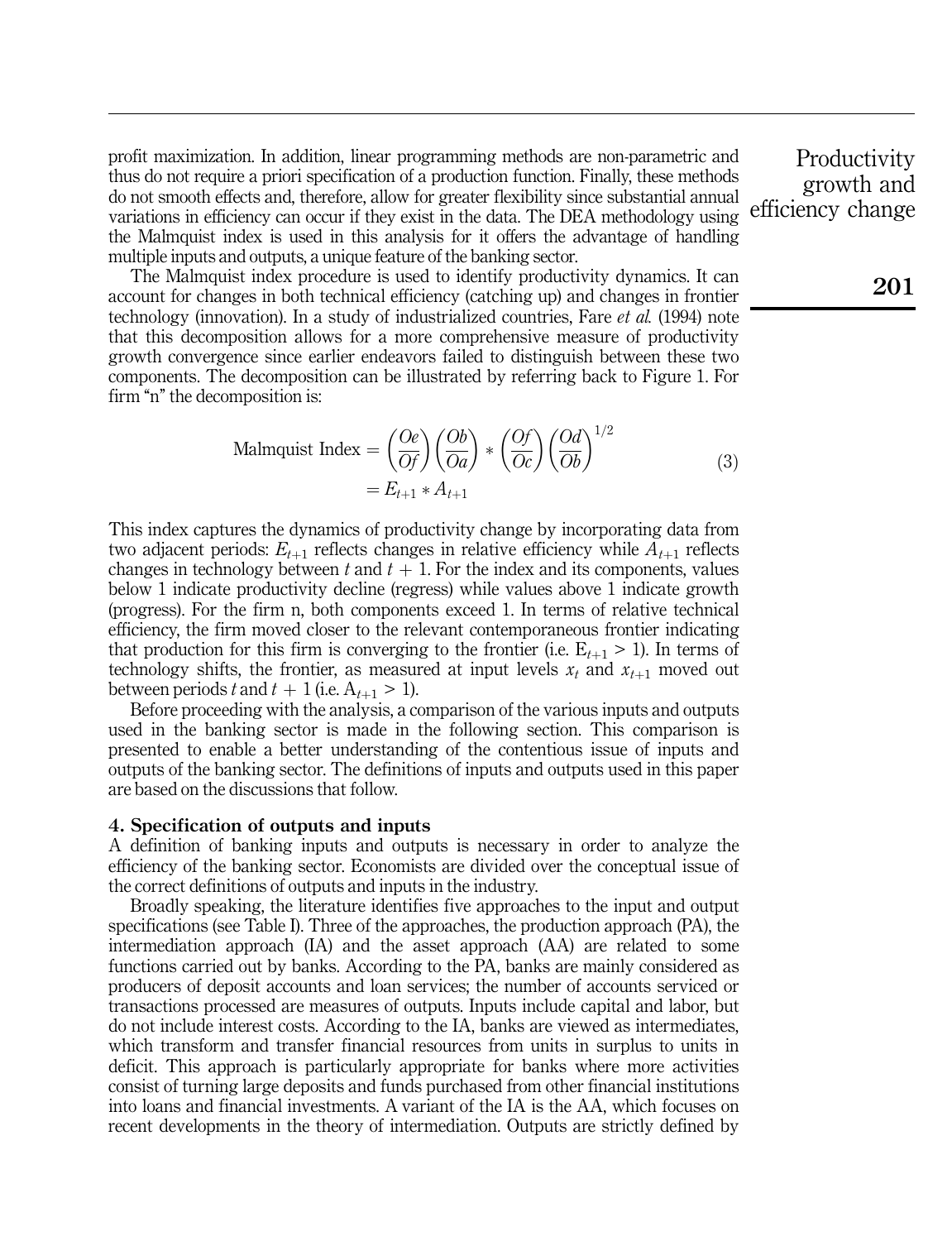profit maximization. In addition, linear programming methods are non-parametric and thus do not require a priori specification of a production function. Finally, these methods do not smooth effects and, therefore, allow for greater flexibility since substantial annual variations in efficiency can occur if they exist in the data. The DEA methodology using the Malmquist index is used in this analysis for it offers the advantage of handling multiple inputs and outputs, a unique feature of the banking sector.

The Malmquist index procedure is used to identify productivity dynamics. It can account for changes in both technical efficiency (catching up) and changes in frontier technology (innovation). In a study of industrialized countries, Fare *et al.* (1994) note that this decomposition allows for a more comprehensive measure of productivity growth convergence since earlier endeavors failed to distinguish between these two components. The decomposition can be illustrated by referring back to Figure 1. For firm "n" the decomposition is:

$$\begin{aligned}\text{Malmquist Index} &= \left(\frac{Oe}{Of}\right)\left(\frac{Ob}{Oa}\right) * \left(\frac{Of}{Oc}\right)\left(\frac{Od}{Ob}\right)^{1/2} \\ &= E_{t+1} * A_{t+1}\end{aligned} \tag{3}$$

This index captures the dynamics of productivity change by incorporating data from two adjacent periods: $E_{t+1}$ reflects changes in relative efficiency while $A_{t+1}$ reflects changes in technology between $t$ and $t+1$. For the index and its components, values below 1 indicate productivity decline (regress) while values above 1 indicate growth (progress). For the firm n, both components exceed 1. In terms of relative technical efficiency, the firm moved closer to the relevant contemporaneous frontier indicating that production for this firm is converging to the frontier (i.e. $E_{t+1} > 1$). In terms of technology shifts, the frontier, as measured at input levels $x_t$ and $x_{t+1}$ moved out between periods $t$ and $t+1$ (i.e. $A_{t+1} > 1$).

Before proceeding with the analysis, a comparison of the various inputs and outputs used in the banking sector is made in the following section. This comparison is presented to enable a better understanding of the contentious issue of inputs and outputs of the banking sector. The definitions of inputs and outputs used in this paper are based on the discussions that follow.

## 4. Specification of outputs and inputs

A definition of banking inputs and outputs is necessary in order to analyze the efficiency of the banking sector. Economists are divided over the conceptual issue of the correct definitions of outputs and inputs in the industry.

Broadly speaking, the literature identifies five approaches to the input and output specifications (see Table I). Three of the approaches, the production approach (PA), the intermediation approach (IA) and the asset approach (AA) are related to some functions carried out by banks. According to the PA, banks are mainly considered as producers of deposit accounts and loan services; the number of accounts serviced or transactions processed are measures of outputs. Inputs include capital and labor, but do not include interest costs. According to the IA, banks are viewed as intermediates, which transform and transfer financial resources from units in surplus to units in deficit. This approach is particularly appropriate for banks where more activities consist of turning large deposits and funds purchased from other financial institutions into loans and financial investments. A variant of the IA is the AA, which focuses on recent developments in the theory of intermediation. Outputs are strictly defined by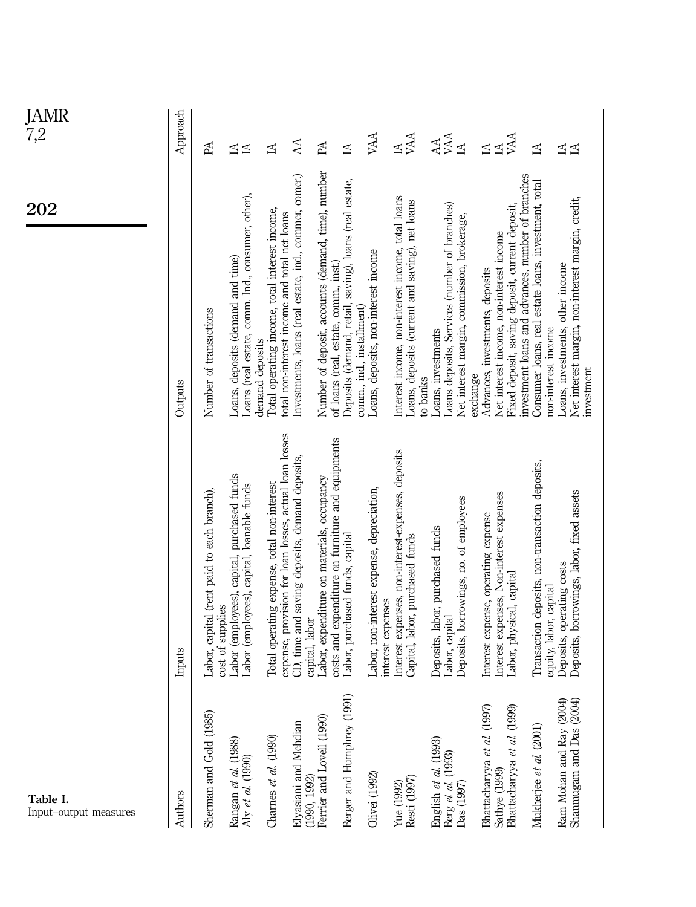Table I. Input–output measures

| Authors | Inputs | Outputs | Approach |
|---|---|---|---|
| Sherman and Gold (1985) | Labor, capital (rent paid to each branch), cost of supplies | Number of transactions | PA |
| Rangan *et al.* (1988) | Labor (employees), capital, purchased funds | Loans, deposits (demand and time) | IA |
| Aly *et al.* (1990) | Labor (employees), capital, loanable funds | Loans (real estate, comm. Ind., consumer, other), demand deposits | IA |
| Charnes *et al.* (1990) | Total operating expense, total non-interest expense, provision for loan losses, actual loan losses | Total operating income, total interest income, total non-interest income and total net loans | IA |
| Elyasiani and Mehdian (1990, 1992) | CD, time and saving deposits, demand deposits, capital, labor | Investments, loans (real estate, ind., commer, comer.) | AA |
| Ferrier and Lovell (1990) | Labor, expenditure on materials, occupancy costs and expenditure on furniture and equipments | Number of deposit, accounts (demand, time), number of loans (real, estate, comm., inst.) | PA |
| Berger and Humphrey (1991) | Labor, purchased funds, capital | Deposits (demand, retail, saving), loans (real estate, comm., ind., installment) | IA |
| Olivei (1992) | Labor, non-interest expense, depreciation, interest expenses | Loans, deposits, non-interest income | VAA |
| Yue (1992) | Interest expenses, non-interest-expenses, deposits | Interest income, non-interest income, total loans | IA |
| Resti (1997) | Capital, labor, purchased funds | Loans, deposits (current and saving), net loans to banks | VAA |
| English *et al.* (1993) | Deposits, labor, purchased funds | Loans, investments | AA |
| Berg *et al.* (1993) | Labor, capital | Loans deposits, Services (number of branches) | VAA |
| Das (1997) | Deposits, borrowings, no. of employees | Net interest margin, commission, brokerage, exchange | IA |
| Bhattacharyya *et al.* (1997) | Interest expense, operating expense | Advances, investments, deposits | IA |
| Sathye (1999) | Interest expenses, Non-interest expenses | Net interest income, non-interest income | IA |
| Bhattacharyya *et al.* (1999) | Labor, physical, capital | Fixed deposit, saving deposit, current deposit, investment loans and advances, number of branches | VAA |
| Mukherjee *et al.* (2001) | Transaction deposits, non-transaction deposits, equity, labor, capital | Consumer loans, real estate loans, investment, total non-interest income | IA |
| Ram Mohan and Ray (2004) | Deposits, operating costs | Loans, investments, other income | IA |
| Shanmugam and Das (2004) | Deposits, borrowings, labor, fixed assets | Net interest margin, non-interest margin, credit, investment | IA |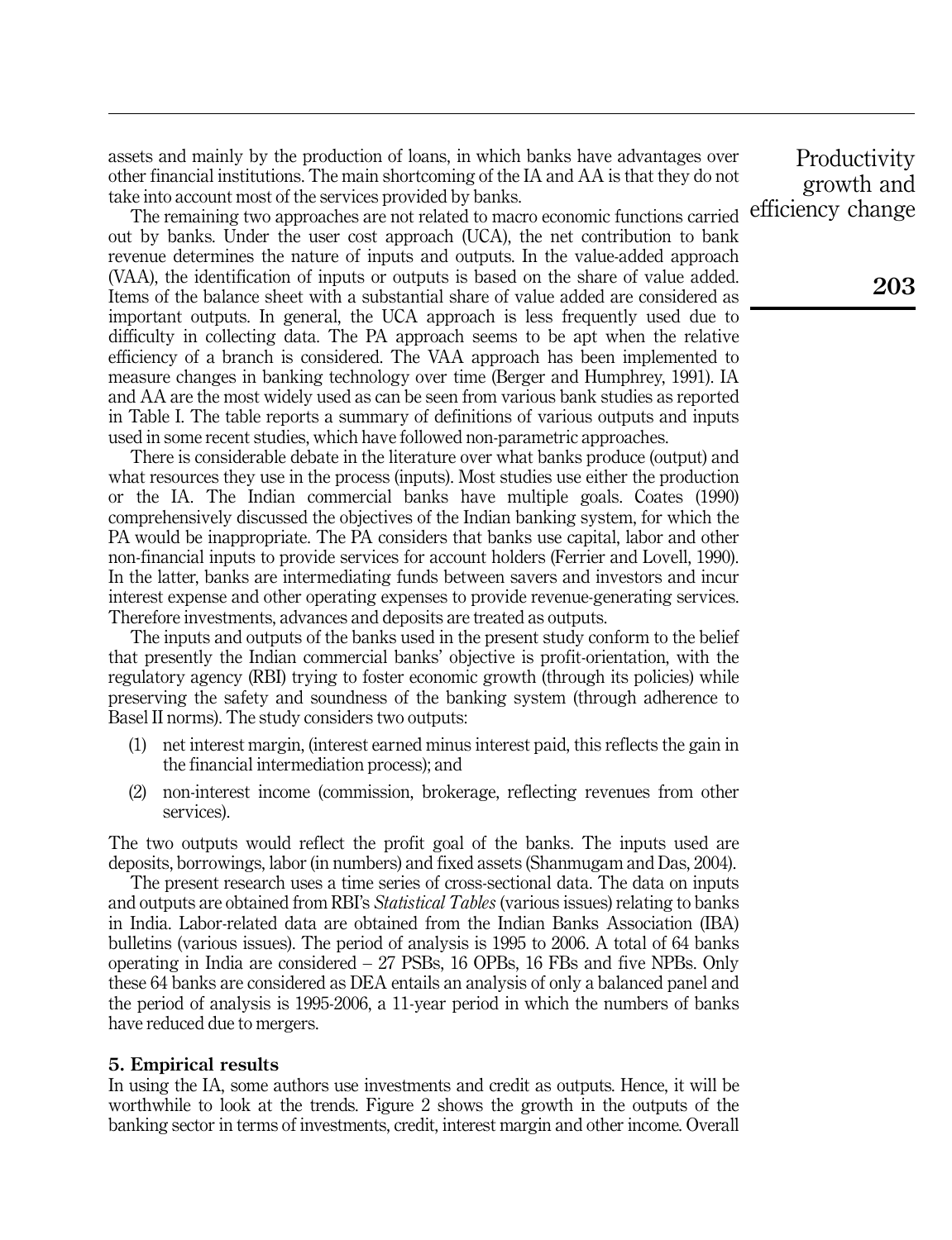assets and mainly by the production of loans, in which banks have advantages over other financial institutions. The main shortcoming of the IA and AA is that they do not take into account most of the services provided by banks.

The remaining two approaches are not related to macro economic functions carried out by banks. Under the user cost approach (UCA), the net contribution to bank revenue determines the nature of inputs and outputs. In the value-added approach (VAA), the identification of inputs or outputs is based on the share of value added. Items of the balance sheet with a substantial share of value added are considered as important outputs. In general, the UCA approach is less frequently used due to difficulty in collecting data. The PA approach seems to be apt when the relative efficiency of a branch is considered. The VAA approach has been implemented to measure changes in banking technology over time (Berger and Humphrey, 1991). IA and AA are the most widely used as can be seen from various bank studies as reported in Table I. The table reports a summary of definitions of various outputs and inputs used in some recent studies, which have followed non-parametric approaches.

There is considerable debate in the literature over what banks produce (output) and what resources they use in the process (inputs). Most studies use either the production or the IA. The Indian commercial banks have multiple goals. Coates (1990) comprehensively discussed the objectives of the Indian banking system, for which the PA would be inappropriate. The PA considers that banks use capital, labor and other non-financial inputs to provide services for account holders (Ferrier and Lovell, 1990). In the latter, banks are intermediating funds between savers and investors and incur interest expense and other operating expenses to provide revenue-generating services. Therefore investments, advances and deposits are treated as outputs.

The inputs and outputs of the banks used in the present study conform to the belief that presently the Indian commercial banks' objective is profit-orientation, with the regulatory agency (RBI) trying to foster economic growth (through its policies) while preserving the safety and soundness of the banking system (through adherence to Basel II norms). The study considers two outputs:

1. net interest margin, (interest earned minus interest paid, this reflects the gain in the financial intermediation process); and
2. non-interest income (commission, brokerage, reflecting revenues from other services).

The two outputs would reflect the profit goal of the banks. The inputs used are deposits, borrowings, labor (in numbers) and fixed assets (Shanmugam and Das, 2004).

The present research uses a time series of cross-sectional data. The data on inputs and outputs are obtained from RBI's *Statistical Tables* (various issues) relating to banks in India. Labor-related data are obtained from the Indian Banks Association (IBA) bulletins (various issues). The period of analysis is 1995 to 2006. A total of 64 banks operating in India are considered – 27 PSBs, 16 OPBs, 16 FBs and five NPBs. Only these 64 banks are considered as DEA entails an analysis of only a balanced panel and the period of analysis is 1995-2006, a 11-year period in which the numbers of banks have reduced due to mergers.

## 5. Empirical results

In using the IA, some authors use investments and credit as outputs. Hence, it will be worthwhile to look at the trends. Figure 2 shows the growth in the outputs of the banking sector in terms of investments, credit, interest margin and other income. Overall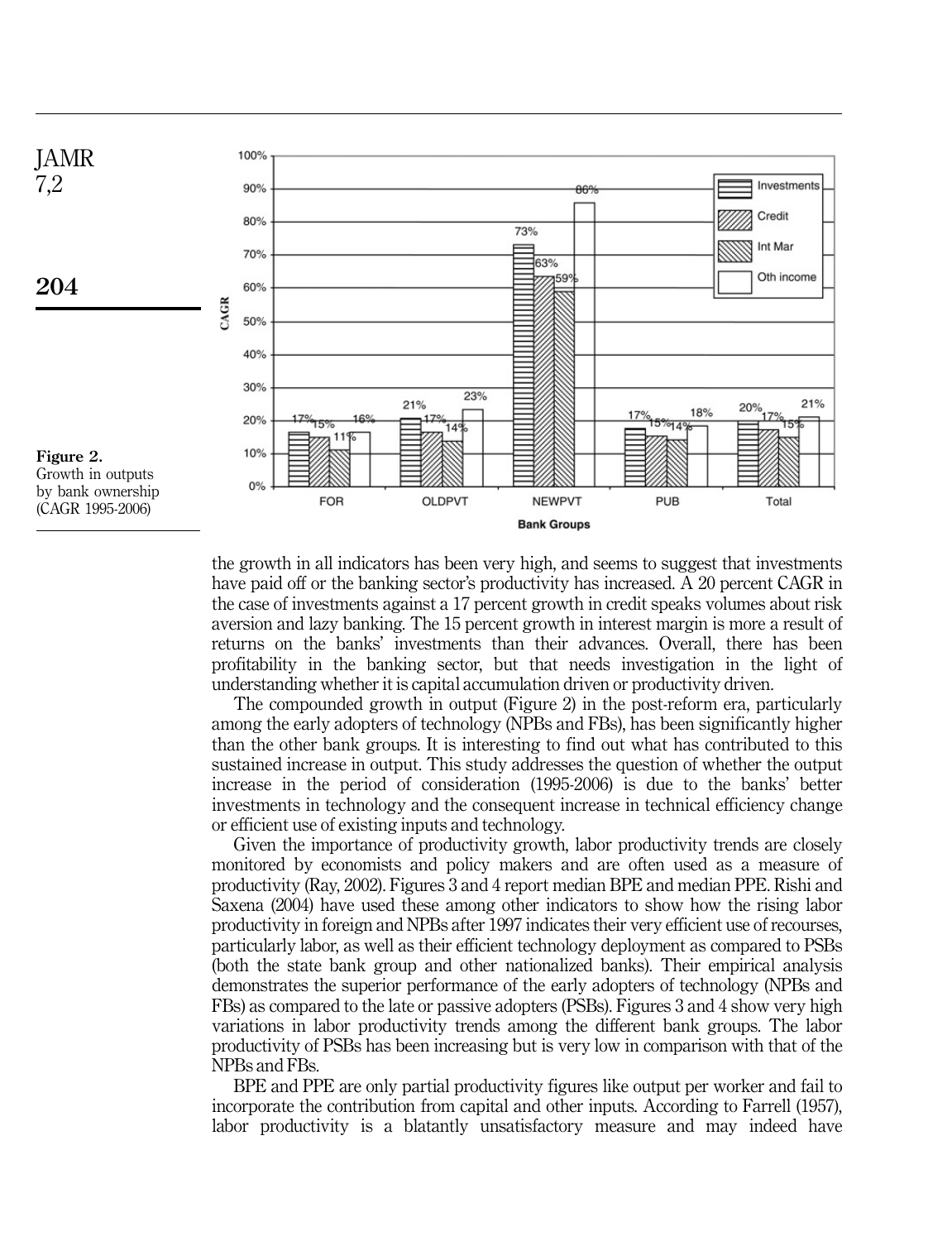**Figure 2.** Growth in outputs by bank ownership (CAGR 1995-2006)

the growth in all indicators has been very high, and seems to suggest that investments have paid off or the banking sector's productivity has increased. A 20 percent CAGR in the case of investments against a 17 percent growth in credit speaks volumes about risk aversion and lazy banking. The 15 percent growth in interest margin is more a result of returns on the banks' investments than their advances. Overall, there has been profitability in the banking sector, but that needs investigation in the light of understanding whether it is capital accumulation driven or productivity driven.

The compounded growth in output (Figure 2) in the post-reform era, particularly among the early adopters of technology (NPBs and FBs), has been significantly higher than the other bank groups. It is interesting to find out what has contributed to this sustained increase in output. This study addresses the question of whether the output increase in the period of consideration (1995-2006) is due to the banks' better investments in technology and the consequent increase in technical efficiency change or efficient use of existing inputs and technology.

Given the importance of productivity growth, labor productivity trends are closely monitored by economists and policy makers and are often used as a measure of productivity (Ray, 2002). Figures 3 and 4 report median BPE and median PPE. Rishi and Saxena (2004) have used these among other indicators to show how the rising labor productivity in foreign and NPBs after 1997 indicates their very efficient use of recourses, particularly labor, as well as their efficient technology deployment as compared to PSBs (both the state bank group and other nationalized banks). Their empirical analysis demonstrates the superior performance of the early adopters of technology (NPBs and FBs) as compared to the late or passive adopters (PSBs). Figures 3 and 4 show very high variations in labor productivity trends among the different bank groups. The labor productivity of PSBs has been increasing but is very low in comparison with that of the NPBs and FBs.

BPE and PPE are only partial productivity figures like output per worker and fail to incorporate the contribution from capital and other inputs. According to Farrell (1957), labor productivity is a blatantly unsatisfactory measure and may indeed have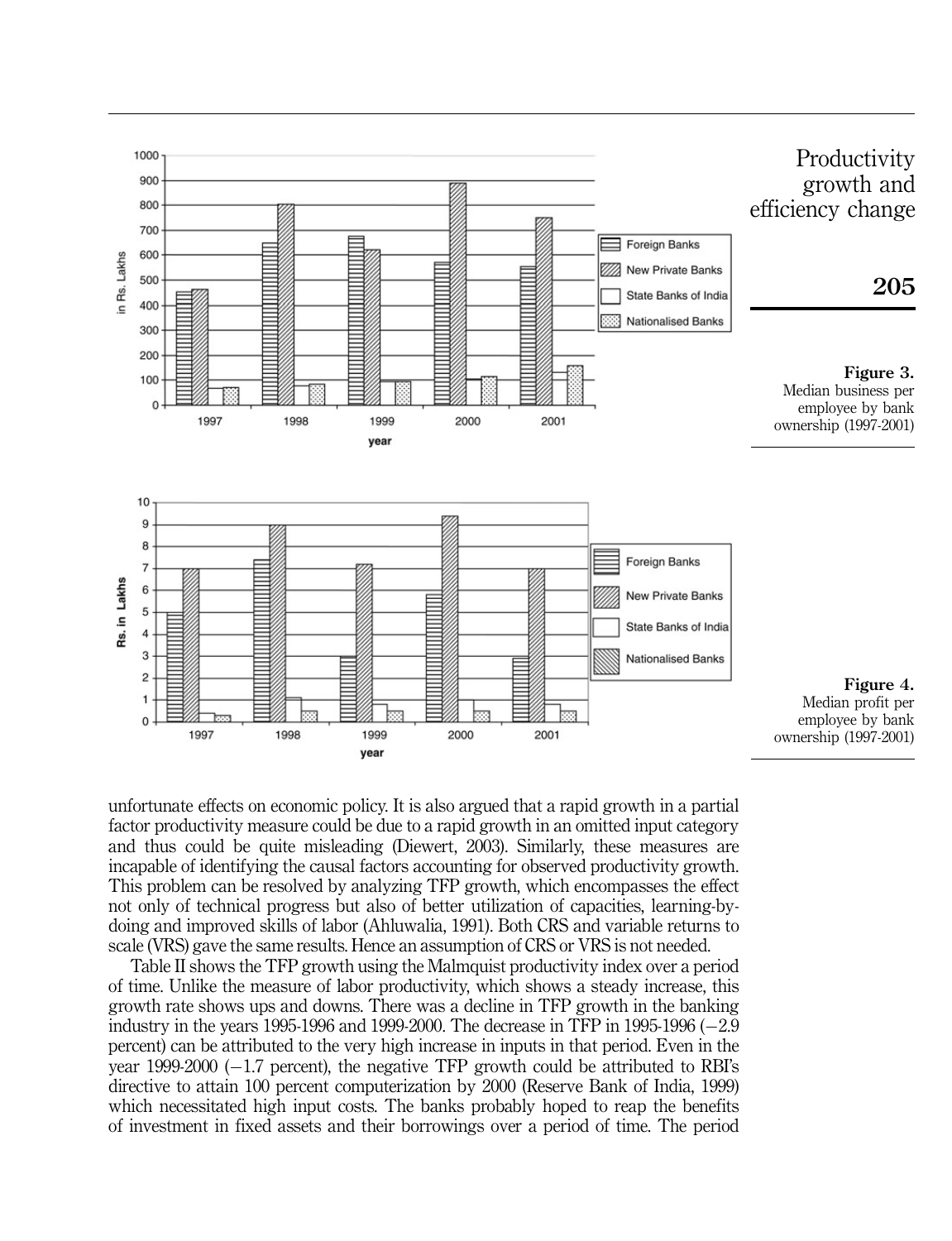Figure 3. Median business per employee by bank ownership (1997-2001)

Figure 4. Median profit per employee by bank ownership (1997-2001)

unfortunate effects on economic policy. It is also argued that a rapid growth in a partial factor productivity measure could be due to a rapid growth in an omitted input category and thus could be quite misleading (Diewert, 2003). Similarly, these measures are incapable of identifying the causal factors accounting for observed productivity growth. This problem can be resolved by analyzing TFP growth, which encompasses the effect not only of technical progress but also of better utilization of capacities, learning-by-doing and improved skills of labor (Ahluwalia, 1991). Both CRS and variable returns to scale (VRS) gave the same results. Hence an assumption of CRS or VRS is not needed.

Table II shows the TFP growth using the Malmquist productivity index over a period of time. Unlike the measure of labor productivity, which shows a steady increase, this growth rate shows ups and downs. There was a decline in TFP growth in the banking industry in the years 1995-1996 and 1999-2000. The decrease in TFP in 1995-1996 (−2.9 percent) can be attributed to the very high increase in inputs in that period. Even in the year 1999-2000 (−1.7 percent), the negative TFP growth could be attributed to RBI's directive to attain 100 percent computerization by 2000 (Reserve Bank of India, 1999) which necessitated high input costs. The banks probably hoped to reap the benefits of investment in fixed assets and their borrowings over a period of time. The period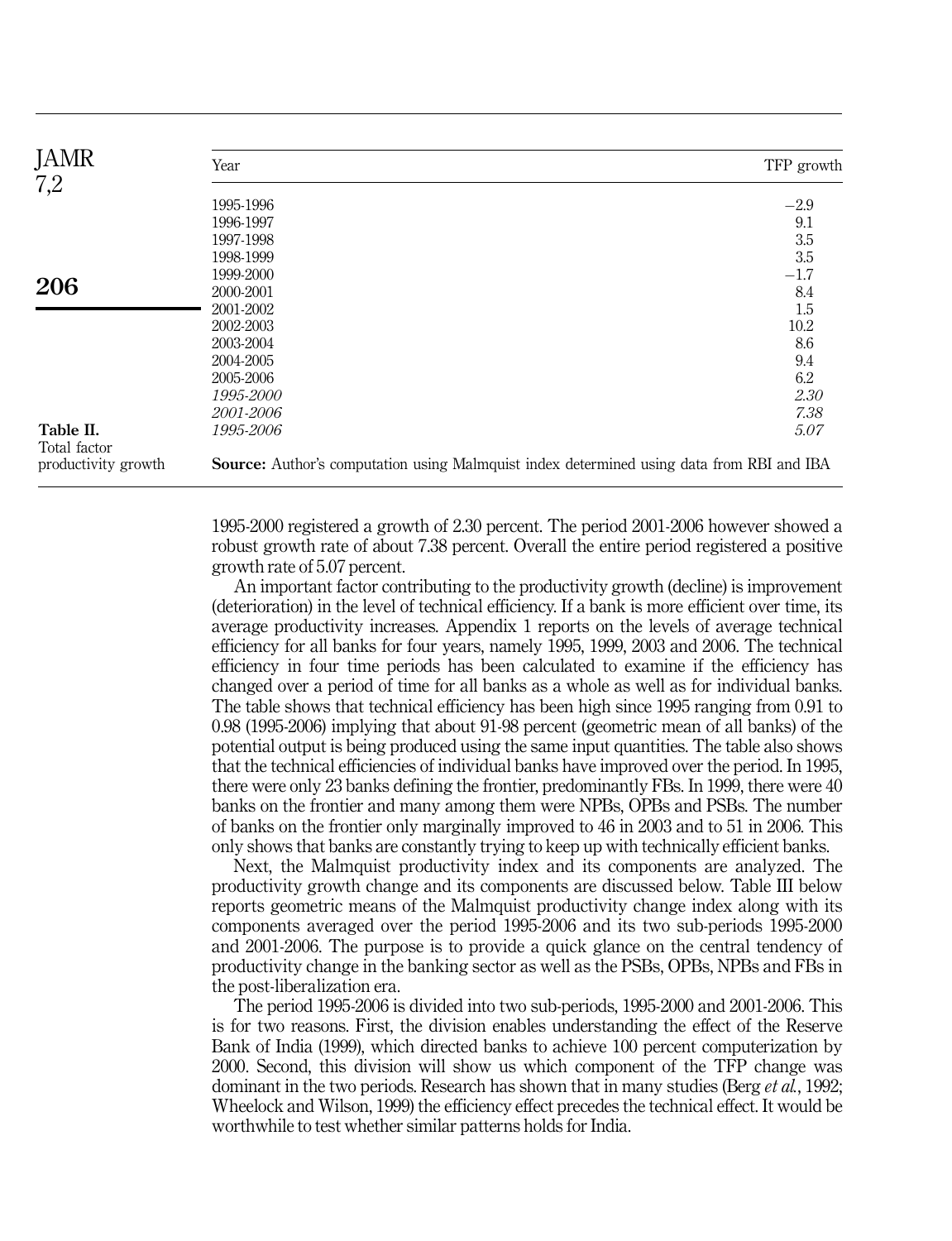**Table II.** Total factor productivity growth

| Year | TFP growth |
|---|---|
| 1995-1996 | −2.9 |
| 1996-1997 | 9.1 |
| 1997-1998 | 3.5 |
| 1998-1999 | 3.5 |
| 1999-2000 | −1.7 |
| 2000-2001 | 8.4 |
| 2001-2002 | 1.5 |
| 2002-2003 | 10.2 |
| 2003-2004 | 8.6 |
| 2004-2005 | 9.4 |
| 2005-2006 | 6.2 |
| *1995-2000* | *2.30* |
| *2001-2006* | *7.38* |
| *1995-2006* | *5.07* |

**Source:** Author's computation using Malmquist index determined using data from RBI and IBA

1995-2000 registered a growth of 2.30 percent. The period 2001-2006 however showed a robust growth rate of about 7.38 percent. Overall the entire period registered a positive growth rate of 5.07 percent.

An important factor contributing to the productivity growth (decline) is improvement (deterioration) in the level of technical efficiency. If a bank is more efficient over time, its average productivity increases. Appendix 1 reports on the levels of average technical efficiency for all banks for four years, namely 1995, 1999, 2003 and 2006. The technical efficiency in four time periods has been calculated to examine if the efficiency has changed over a period of time for all banks as a whole as well as for individual banks. The table shows that technical efficiency has been high since 1995 ranging from 0.91 to 0.98 (1995-2006) implying that about 91-98 percent (geometric mean of all banks) of the potential output is being produced using the same input quantities. The table also shows that the technical efficiencies of individual banks have improved over the period. In 1995, there were only 23 banks defining the frontier, predominantly FBs. In 1999, there were 40 banks on the frontier and many among them were NPBs, OPBs and PSBs. The number of banks on the frontier only marginally improved to 46 in 2003 and to 51 in 2006. This only shows that banks are constantly trying to keep up with technically efficient banks.

Next, the Malmquist productivity index and its components are analyzed. The productivity growth change and its components are discussed below. Table III below reports geometric means of the Malmquist productivity change index along with its components averaged over the period 1995-2006 and its two sub-periods 1995-2000 and 2001-2006. The purpose is to provide a quick glance on the central tendency of productivity change in the banking sector as well as the PSBs, OPBs, NPBs and FBs in the post-liberalization era.

The period 1995-2006 is divided into two sub-periods, 1995-2000 and 2001-2006. This is for two reasons. First, the division enables understanding the effect of the Reserve Bank of India (1999), which directed banks to achieve 100 percent computerization by 2000. Second, this division will show us which component of the TFP change was dominant in the two periods. Research has shown that in many studies (Berg *et al.*, 1992; Wheelock and Wilson, 1999) the efficiency effect precedes the technical effect. It would be worthwhile to test whether similar patterns holds for India.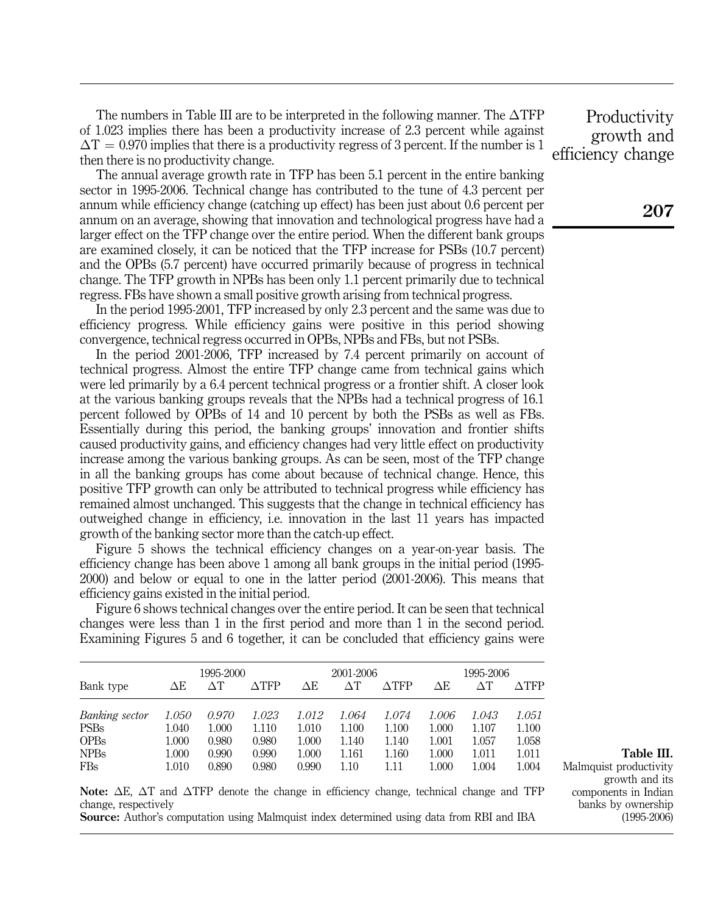The numbers in Table III are to be interpreted in the following manner. The ΔTFP of 1.023 implies there has been a productivity increase of 2.3 percent while against ΔT = 0.970 implies that there is a productivity regress of 3 percent. If the number is 1 then there is no productivity change.

The annual average growth rate in TFP has been 5.1 percent in the entire banking sector in 1995-2006. Technical change has contributed to the tune of 4.3 percent per annum while efficiency change (catching up effect) has been just about 0.6 percent per annum on an average, showing that innovation and technological progress have had a larger effect on the TFP change over the entire period. When the different bank groups are examined closely, it can be noticed that the TFP increase for PSBs (10.7 percent) and the OPBs (5.7 percent) have occurred primarily because of progress in technical change. The TFP growth in NPBs has been only 1.1 percent primarily due to technical regress. FBs have shown a small positive growth arising from technical progress.

In the period 1995-2001, TFP increased by only 2.3 percent and the same was due to efficiency progress. While efficiency gains were positive in this period showing convergence, technical regress occurred in OPBs, NPBs and FBs, but not PSBs.

In the period 2001-2006, TFP increased by 7.4 percent primarily on account of technical progress. Almost the entire TFP change came from technical gains which were led primarily by a 6.4 percent technical progress or a frontier shift. A closer look at the various banking groups reveals that the NPBs had a technical progress of 16.1 percent followed by OPBs of 14 and 10 percent by both the PSBs as well as FBs. Essentially during this period, the banking groups' innovation and frontier shifts caused productivity gains, and efficiency changes had very little effect on productivity increase among the various banking groups. As can be seen, most of the TFP change in all the banking groups has come about because of technical change. Hence, this positive TFP growth can only be attributed to technical progress while efficiency has remained almost unchanged. This suggests that the change in technical efficiency has outweighed change in efficiency, i.e. innovation in the last 11 years has impacted growth of the banking sector more than the catch-up effect.

Figure 5 shows the technical efficiency changes on a year-on-year basis. The efficiency change has been above 1 among all bank groups in the initial period (1995-2000) and below or equal to one in the latter period (2001-2006). This means that efficiency gains existed in the initial period.

Figure 6 shows technical changes over the entire period. It can be seen that technical changes were less than 1 in the first period and more than 1 in the second period. Examining Figures 5 and 6 together, it can be concluded that efficiency gains were

**Table III.** Malmquist productivity growth and its components in Indian banks by ownership (1995-2006)

| | 1995-2000 | | | 2001-2006 | | | 1995-2006 | | |
|---|---|---|---|---|---|---|---|---|---|
| Bank type | ΔE | ΔT | ΔTFP | ΔE | ΔT | ΔTFP | ΔE | ΔT | ΔTFP |
| *Banking sector* | *1.050* | *0.970* | *1.023* | *1.012* | *1.064* | *1.074* | *1.006* | *1.043* | *1.051* |
| PSBs | 1.040 | 1.000 | 1.110 | 1.010 | 1.100 | 1.100 | 1.000 | 1.107 | 1.100 |
| OPBs | 1.000 | 0.980 | 0.980 | 1.000 | 1.140 | 1.140 | 1.001 | 1.057 | 1.058 |
| NPBs | 1.000 | 0.990 | 0.990 | 1.000 | 1.161 | 1.160 | 1.000 | 1.011 | 1.011 |
| FBs | 1.010 | 0.890 | 0.980 | 0.990 | 1.10 | 1.11 | 1.000 | 1.004 | 1.004 |

**Note:** ΔE, ΔT and ΔTFP denote the change in efficiency change, technical change and TFP change, respectively

**Source:** Author's computation using Malmquist index determined using data from RBI and IBA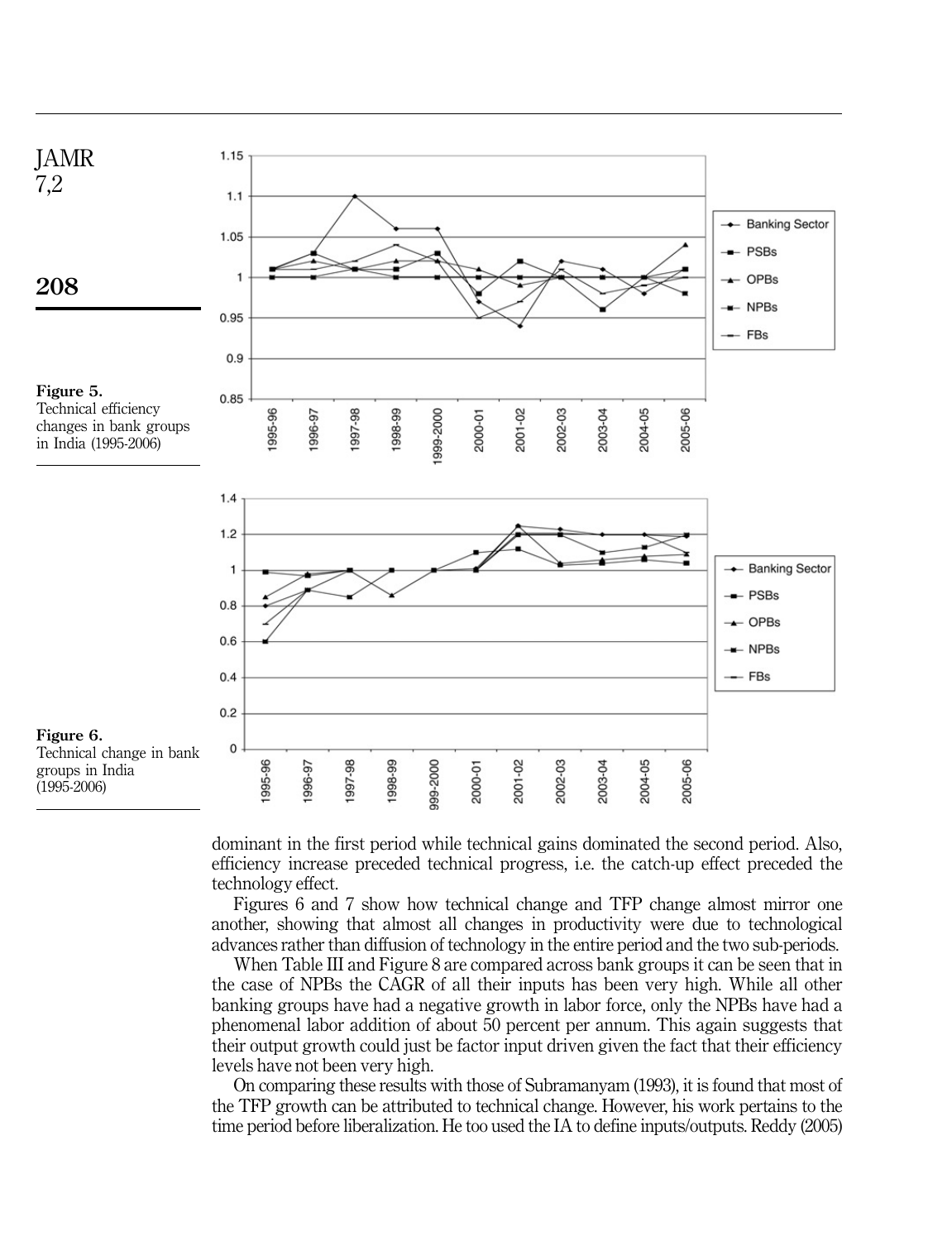Figure 5.
Technical efficiency changes in bank groups in India (1995-2006)

Figure 6.
Technical change in bank groups in India (1995-2006)

dominant in the first period while technical gains dominated the second period. Also, efficiency increase preceded technical progress, i.e. the catch-up effect preceded the technology effect.

Figures 6 and 7 show how technical change and TFP change almost mirror one another, showing that almost all changes in productivity were due to technological advances rather than diffusion of technology in the entire period and the two sub-periods.

When Table III and Figure 8 are compared across bank groups it can be seen that in the case of NPBs the CAGR of all their inputs has been very high. While all other banking groups have had a negative growth in labor force, only the NPBs have had a phenomenal labor addition of about 50 percent per annum. This again suggests that their output growth could just be factor input driven given the fact that their efficiency levels have not been very high.

On comparing these results with those of Subramanyam (1993), it is found that most of the TFP growth can be attributed to technical change. However, his work pertains to the time period before liberalization. He too used the IA to define inputs/outputs. Reddy (2005)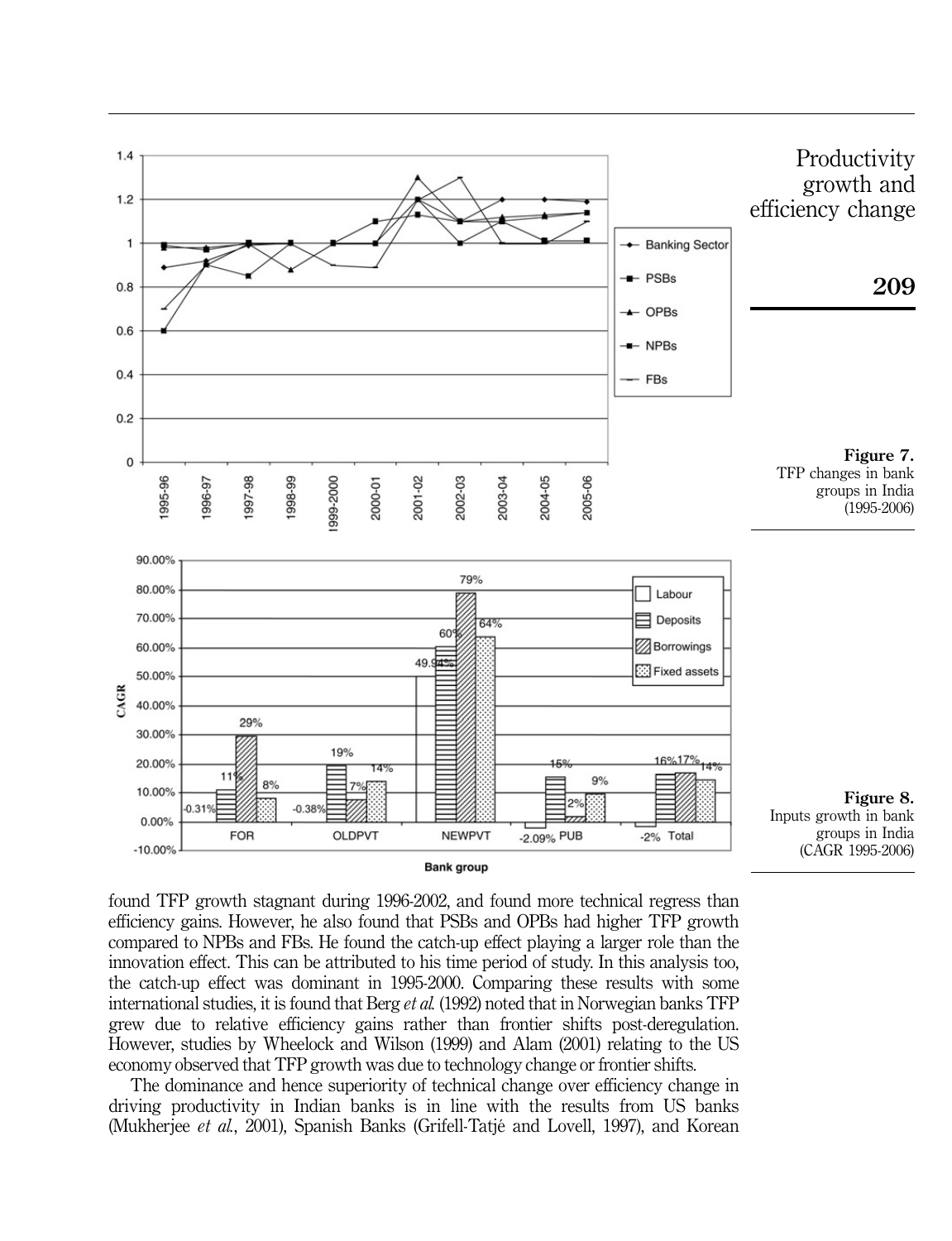Figure 7.
TFP changes in bank groups in India (1995-2006)

Figure 8.
Inputs growth in bank groups in India (CAGR 1995-2006)

found TFP growth stagnant during 1996-2002, and found more technical regress than efficiency gains. However, he also found that PSBs and OPBs had higher TFP growth compared to NPBs and FBs. He found the catch-up effect playing a larger role than the innovation effect. This can be attributed to his time period of study. In this analysis too, the catch-up effect was dominant in 1995-2000. Comparing these results with some international studies, it is found that Berg *et al.* (1992) noted that in Norwegian banks TFP grew due to relative efficiency gains rather than frontier shifts post-deregulation. However, studies by Wheelock and Wilson (1999) and Alam (2001) relating to the US economy observed that TFP growth was due to technology change or frontier shifts.

The dominance and hence superiority of technical change over efficiency change in driving productivity in Indian banks is in line with the results from US banks (Mukherjee *et al.*, 2001), Spanish Banks (Grifell-Tatjé and Lovell, 1997), and Korean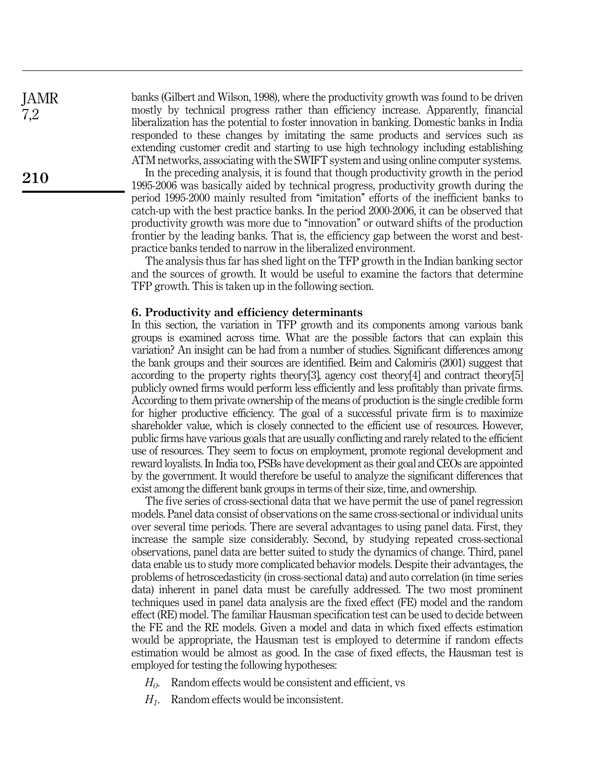banks (Gilbert and Wilson, 1998), where the productivity growth was found to be driven mostly by technical progress rather than efficiency increase. Apparently, financial liberalization has the potential to foster innovation in banking. Domestic banks in India responded to these changes by imitating the same products and services such as extending customer credit and starting to use high technology including establishing ATM networks, associating with the SWIFT system and using online computer systems.

In the preceding analysis, it is found that though productivity growth in the period 1995-2006 was basically aided by technical progress, productivity growth during the period 1995-2000 mainly resulted from "imitation" efforts of the inefficient banks to catch-up with the best practice banks. In the period 2000-2006, it can be observed that productivity growth was more due to "innovation" or outward shifts of the production frontier by the leading banks. That is, the efficiency gap between the worst and best-practice banks tended to narrow in the liberalized environment.

The analysis thus far has shed light on the TFP growth in the Indian banking sector and the sources of growth. It would be useful to examine the factors that determine TFP growth. This is taken up in the following section.

## 6. Productivity and efficiency determinants

In this section, the variation in TFP growth and its components among various bank groups is examined across time. What are the possible factors that can explain this variation? An insight can be had from a number of studies. Significant differences among the bank groups and their sources are identified. Beim and Calomiris (2001) suggest that according to the property rights theory[3], agency cost theory[4] and contract theory[5] publicly owned firms would perform less efficiently and less profitably than private firms. According to them private ownership of the means of production is the single credible form for higher productive efficiency. The goal of a successful private firm is to maximize shareholder value, which is closely connected to the efficient use of resources. However, public firms have various goals that are usually conflicting and rarely related to the efficient use of resources. They seem to focus on employment, promote regional development and reward loyalists. In India too, PSBs have development as their goal and CEOs are appointed by the government. It would therefore be useful to analyze the significant differences that exist among the different bank groups in terms of their size, time, and ownership.

The five series of cross-sectional data that we have permit the use of panel regression models. Panel data consist of observations on the same cross-sectional or individual units over several time periods. There are several advantages to using panel data. First, they increase the sample size considerably. Second, by studying repeated cross-sectional observations, panel data are better suited to study the dynamics of change. Third, panel data enable us to study more complicated behavior models. Despite their advantages, the problems of hetroscedasticity (in cross-sectional data) and auto correlation (in time series data) inherent in panel data must be carefully addressed. The two most prominent techniques used in panel data analysis are the fixed effect (FE) model and the random effect (RE) model. The familiar Hausman specification test can be used to decide between the FE and the RE models. Given a model and data in which fixed effects estimation would be appropriate, the Hausman test is employed to determine if random effects estimation would be almost as good. In the case of fixed effects, the Hausman test is employed for testing the following hypotheses:

- $H_0$. Random effects would be consistent and efficient, vs
- $H_1$. Random effects would be inconsistent.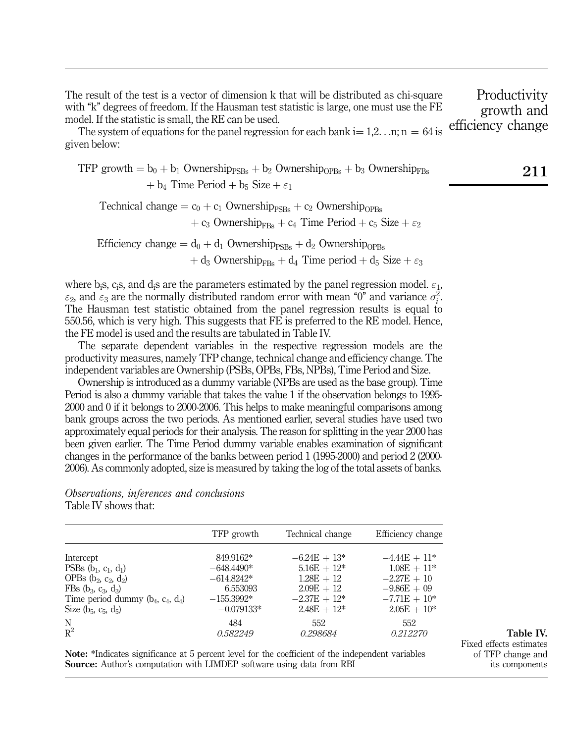The result of the test is a vector of dimension k that will be distributed as chi-square with "k" degrees of freedom. If the Hausman test statistic is large, one must use the FE model. If the statistic is small, the RE can be used.

The system of equations for the panel regression for each bank $i = 1,2...n$; $n = 64$ is given below:

$$\text{TFP growth} = b_0 + b_1\ \text{Ownership}_{\text{PSBs}} + b_2\ \text{Ownership}_{\text{OPBs}} + b_3\ \text{Ownership}_{\text{FBs}} + b_4\ \text{Time Period} + b_5\ \text{Size} + \varepsilon_1$$

$$\text{Technical change} = c_0 + c_1\ \text{Ownership}_{\text{PSBs}} + c_2\ \text{Ownership}_{\text{OPBs}} + c_3\ \text{Ownership}_{\text{FBs}} + c_4\ \text{Time Period} + c_5\ \text{Size} + \varepsilon_2$$

$$\text{Efficiency change} = d_0 + d_1\ \text{Ownership}_{\text{PSBs}} + d_2\ \text{Ownership}_{\text{OPBs}} + d_3\ \text{Ownership}_{\text{FBs}} + d_4\ \text{Time period} + d_5\ \text{Size} + \varepsilon_3$$

where $b_i$s, $c_i$s, and $d_i$s are the parameters estimated by the panel regression model. $\varepsilon_1$, $\varepsilon_2$, and $\varepsilon_3$ are the normally distributed random error with mean "0" and variance $\sigma_i^2$. The Hausman test statistic obtained from the panel regression results is equal to 550.56, which is very high. This suggests that FE is preferred to the RE model. Hence, the FE model is used and the results are tabulated in Table IV.

The separate dependent variables in the respective regression models are the productivity measures, namely TFP change, technical change and efficiency change. The independent variables are Ownership (PSBs, OPBs, FBs, NPBs), Time Period and Size.

Ownership is introduced as a dummy variable (NPBs are used as the base group). Time Period is also a dummy variable that takes the value 1 if the observation belongs to 1995-2000 and 0 if it belongs to 2000-2006. This helps to make meaningful comparisons among bank groups across the two periods. As mentioned earlier, several studies have used two approximately equal periods for their analysis. The reason for splitting in the year 2000 has been given earlier. The Time Period dummy variable enables examination of significant changes in the performance of the banks between period 1 (1995-2000) and period 2 (2000-2006). As commonly adopted, size is measured by taking the log of the total assets of banks.

### *Observations, inferences and conclusions*

Table IV shows that:

| | TFP growth | Technical change | Efficiency change |
|---|---|---|---|
| Intercept | 849.9162* | −6.24E + 13* | −4.44E + 11* |
| PSBs ($b_1$, $c_1$, $d_1$) | −648.4490* | 5.16E + 12* | 1.08E + 11* |
| OPBs ($b_2$, $c_2$, $d_2$) | −614.8242* | 1.28E + 12 | −2.27E + 10 |
| FBs ($b_3$, $c_3$, $d_3$) | 6.553093 | 2.09E + 12 | −9.86E + 09 |
| Time period dummy ($b_4$, $c_4$, $d_4$) | −155.3992* | −2.37E + 12* | −7.71E + 10* |
| Size ($b_5$, $c_5$, $d_5$) | −0.079133* | 2.48E + 12* | 2.05E + 10* |
| N | 484 | 552 | 552 |
| $R^2$ | *0.582249* | *0.298684* | *0.212270* |

**Note:** *Indicates significance at 5 percent level for the coefficient of the independent variables
**Source:** Author's computation with LIMDEP software using data from RBI

**Table IV.** Fixed effects estimates of TFP change and its components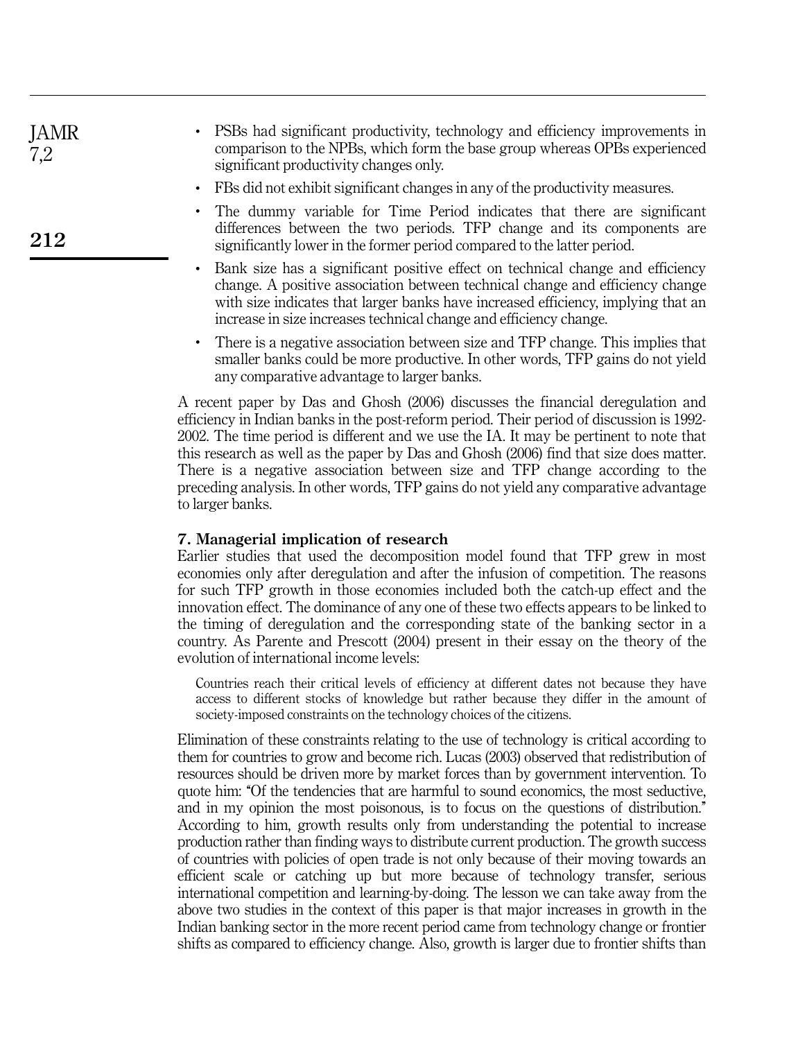- PSBs had significant productivity, technology and efficiency improvements in comparison to the NPBs, which form the base group whereas OPBs experienced significant productivity changes only.
- FBs did not exhibit significant changes in any of the productivity measures.
- The dummy variable for Time Period indicates that there are significant differences between the two periods. TFP change and its components are significantly lower in the former period compared to the latter period.
- Bank size has a significant positive effect on technical change and efficiency change. A positive association between technical change and efficiency change with size indicates that larger banks have increased efficiency, implying that an increase in size increases technical change and efficiency change.
- There is a negative association between size and TFP change. This implies that smaller banks could be more productive. In other words, TFP gains do not yield any comparative advantage to larger banks.

A recent paper by Das and Ghosh (2006) discusses the financial deregulation and efficiency in Indian banks in the post-reform period. Their period of discussion is 1992-2002. The time period is different and we use the IA. It may be pertinent to note that this research as well as the paper by Das and Ghosh (2006) find that size does matter. There is a negative association between size and TFP change according to the preceding analysis. In other words, TFP gains do not yield any comparative advantage to larger banks.

## 7. Managerial implication of research

Earlier studies that used the decomposition model found that TFP grew in most economies only after deregulation and after the infusion of competition. The reasons for such TFP growth in those economies included both the catch-up effect and the innovation effect. The dominance of any one of these two effects appears to be linked to the timing of deregulation and the corresponding state of the banking sector in a country. As Parente and Prescott (2004) present in their essay on the theory of the evolution of international income levels:

> Countries reach their critical levels of efficiency at different dates not because they have access to different stocks of knowledge but rather because they differ in the amount of society-imposed constraints on the technology choices of the citizens.

Elimination of these constraints relating to the use of technology is critical according to them for countries to grow and become rich. Lucas (2003) observed that redistribution of resources should be driven more by market forces than by government intervention. To quote him: "Of the tendencies that are harmful to sound economics, the most seductive, and in my opinion the most poisonous, is to focus on the questions of distribution." According to him, growth results only from understanding the potential to increase production rather than finding ways to distribute current production. The growth success of countries with policies of open trade is not only because of their moving towards an efficient scale or catching up but more because of technology transfer, serious international competition and learning-by-doing. The lesson we can take away from the above two studies in the context of this paper is that major increases in growth in the Indian banking sector in the more recent period came from technology change or frontier shifts as compared to efficiency change. Also, growth is larger due to frontier shifts than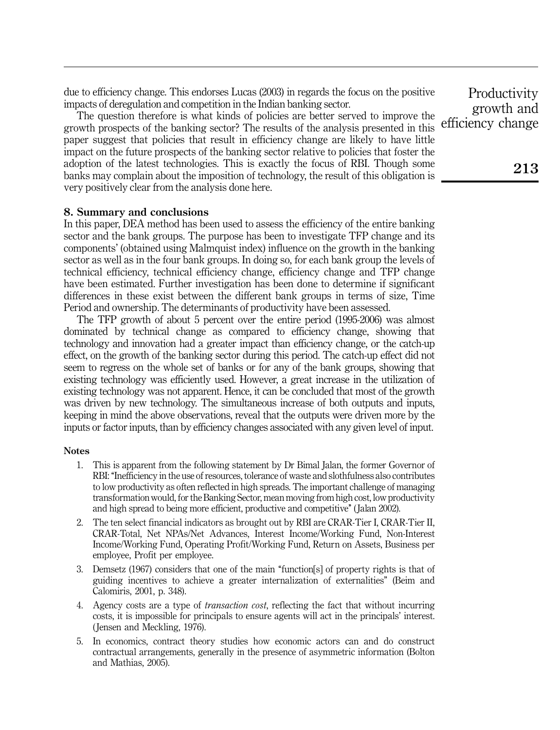due to efficiency change. This endorses Lucas (2003) in regards the focus on the positive impacts of deregulation and competition in the Indian banking sector.

The question therefore is what kinds of policies are better served to improve the growth prospects of the banking sector? The results of the analysis presented in this paper suggest that policies that result in efficiency change are likely to have little impact on the future prospects of the banking sector relative to policies that foster the adoption of the latest technologies. This is exactly the focus of RBI. Though some banks may complain about the imposition of technology, the result of this obligation is very positively clear from the analysis done here.

## 8. Summary and conclusions

In this paper, DEA method has been used to assess the efficiency of the entire banking sector and the bank groups. The purpose has been to investigate TFP change and its components' (obtained using Malmquist index) influence on the growth in the banking sector as well as in the four bank groups. In doing so, for each bank group the levels of technical efficiency, technical efficiency change, efficiency change and TFP change have been estimated. Further investigation has been done to determine if significant differences in these exist between the different bank groups in terms of size, Time Period and ownership. The determinants of productivity have been assessed.

The TFP growth of about 5 percent over the entire period (1995-2006) was almost dominated by technical change as compared to efficiency change, showing that technology and innovation had a greater impact than efficiency change, or the catch-up effect, on the growth of the banking sector during this period. The catch-up effect did not seem to regress on the whole set of banks or for any of the bank groups, showing that existing technology was efficiently used. However, a great increase in the utilization of existing technology was not apparent. Hence, it can be concluded that most of the growth was driven by new technology. The simultaneous increase of both outputs and inputs, keeping in mind the above observations, reveal that the outputs were driven more by the inputs or factor inputs, than by efficiency changes associated with any given level of input.

### Notes

1. This is apparent from the following statement by Dr Bimal Jalan, the former Governor of RBI: "Inefficiency in the use of resources, tolerance of waste and slothfulness also contributes to low productivity as often reflected in high spreads. The important challenge of managing transformation would, for the Banking Sector, mean moving from high cost, low productivity and high spread to being more efficient, productive and competitive" (Jalan 2002).
2. The ten select financial indicators as brought out by RBI are CRAR-Tier I, CRAR-Tier II, CRAR-Total, Net NPAs/Net Advances, Interest Income/Working Fund, Non-Interest Income/Working Fund, Operating Profit/Working Fund, Return on Assets, Business per employee, Profit per employee.
3. Demsetz (1967) considers that one of the main "function[s] of property rights is that of guiding incentives to achieve a greater internalization of externalities" (Beim and Calomiris, 2001, p. 348).
4. Agency costs are a type of *transaction cost*, reflecting the fact that without incurring costs, it is impossible for principals to ensure agents will act in the principals' interest. (Jensen and Meckling, 1976).
5. In economics, contract theory studies how economic actors can and do construct contractual arrangements, generally in the presence of asymmetric information (Bolton and Mathias, 2005).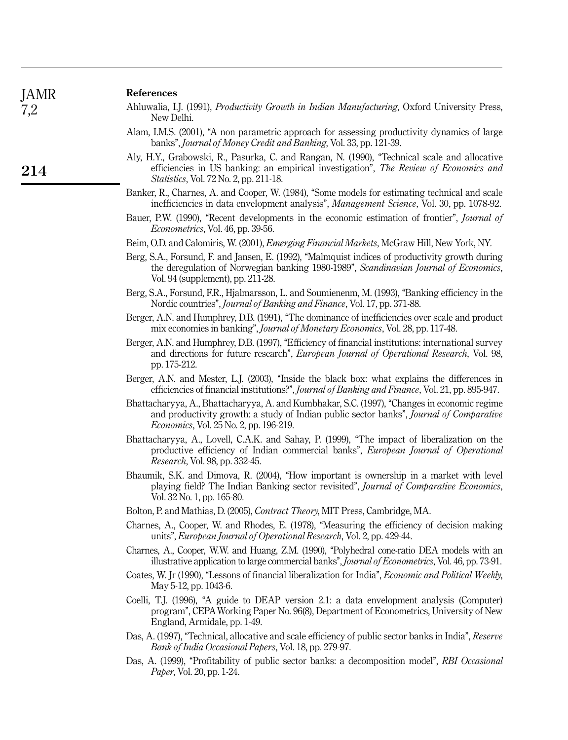## References

Ahluwalia, I.J. (1991), *Productivity Growth in Indian Manufacturing*, Oxford University Press, New Delhi.

Alam, I.M.S. (2001), "A non parametric approach for assessing productivity dynamics of large banks", *Journal of Money Credit and Banking*, Vol. 33, pp. 121-39.

Aly, H.Y., Grabowski, R., Pasurka, C. and Rangan, N. (1990), "Technical scale and allocative efficiencies in US banking: an empirical investigation", *The Review of Economics and Statistics*, Vol. 72 No. 2, pp. 211-18.

Banker, R., Charnes, A. and Cooper, W. (1984), "Some models for estimating technical and scale inefficiencies in data envelopment analysis", *Management Science*, Vol. 30, pp. 1078-92.

Bauer, P.W. (1990), "Recent developments in the economic estimation of frontier", *Journal of Econometrics*, Vol. 46, pp. 39-56.

Beim, O.D. and Calomiris, W. (2001), *Emerging Financial Markets*, McGraw Hill, New York, NY.

Berg, S.A., Forsund, F. and Jansen, E. (1992), "Malmquist indices of productivity growth during the deregulation of Norwegian banking 1980-1989", *Scandinavian Journal of Economics*, Vol. 94 (supplement), pp. 211-28.

Berg, S.A., Forsund, F.R., Hjalmarsson, L. and Soumienenm, M. (1993), "Banking efficiency in the Nordic countries", *Journal of Banking and Finance*, Vol. 17, pp. 371-88.

Berger, A.N. and Humphrey, D.B. (1991), "The dominance of inefficiencies over scale and product mix economies in banking", *Journal of Monetary Economics*, Vol. 28, pp. 117-48.

Berger, A.N. and Humphrey, D.B. (1997), "Efficiency of financial institutions: international survey and directions for future research", *European Journal of Operational Research*, Vol. 98, pp. 175-212.

Berger, A.N. and Mester, L.J. (2003), "Inside the black box: what explains the differences in efficiencies of financial institutions?", *Journal of Banking and Finance*, Vol. 21, pp. 895-947.

Bhattacharyya, A., Bhattacharyya, A. and Kumbhakar, S.C. (1997), "Changes in economic regime and productivity growth: a study of Indian public sector banks", *Journal of Comparative Economics*, Vol. 25 No. 2, pp. 196-219.

Bhattacharyya, A., Lovell, C.A.K. and Sahay, P. (1999), "The impact of liberalization on the productive efficiency of Indian commercial banks", *European Journal of Operational Research*, Vol. 98, pp. 332-45.

Bhaumik, S.K. and Dimova, R. (2004), "How important is ownership in a market with level playing field? The Indian Banking sector revisited", *Journal of Comparative Economics*, Vol. 32 No. 1, pp. 165-80.

Bolton, P. and Mathias, D. (2005), *Contract Theory*, MIT Press, Cambridge, MA.

Charnes, A., Cooper, W. and Rhodes, E. (1978), "Measuring the efficiency of decision making units", *European Journal of Operational Research*, Vol. 2, pp. 429-44.

Charnes, A., Cooper, W.W. and Huang, Z.M. (1990), "Polyhedral cone-ratio DEA models with an illustrative application to large commercial banks", *Journal of Econometrics*, Vol. 46, pp. 73-91.

Coates, W. Jr (1990), "Lessons of financial liberalization for India", *Economic and Political Weekly*, May 5-12, pp. 1043-6.

Coelli, T.J. (1996), "A guide to DEAP version 2.1: a data envelopment analysis (Computer) program", CEPA Working Paper No. 96(8), Department of Econometrics, University of New England, Armidale, pp. 1-49.

Das, A. (1997), "Technical, allocative and scale efficiency of public sector banks in India", *Reserve Bank of India Occasional Papers*, Vol. 18, pp. 279-97.

Das, A. (1999), "Profitability of public sector banks: a decomposition model", *RBI Occasional Paper*, Vol. 20, pp. 1-24.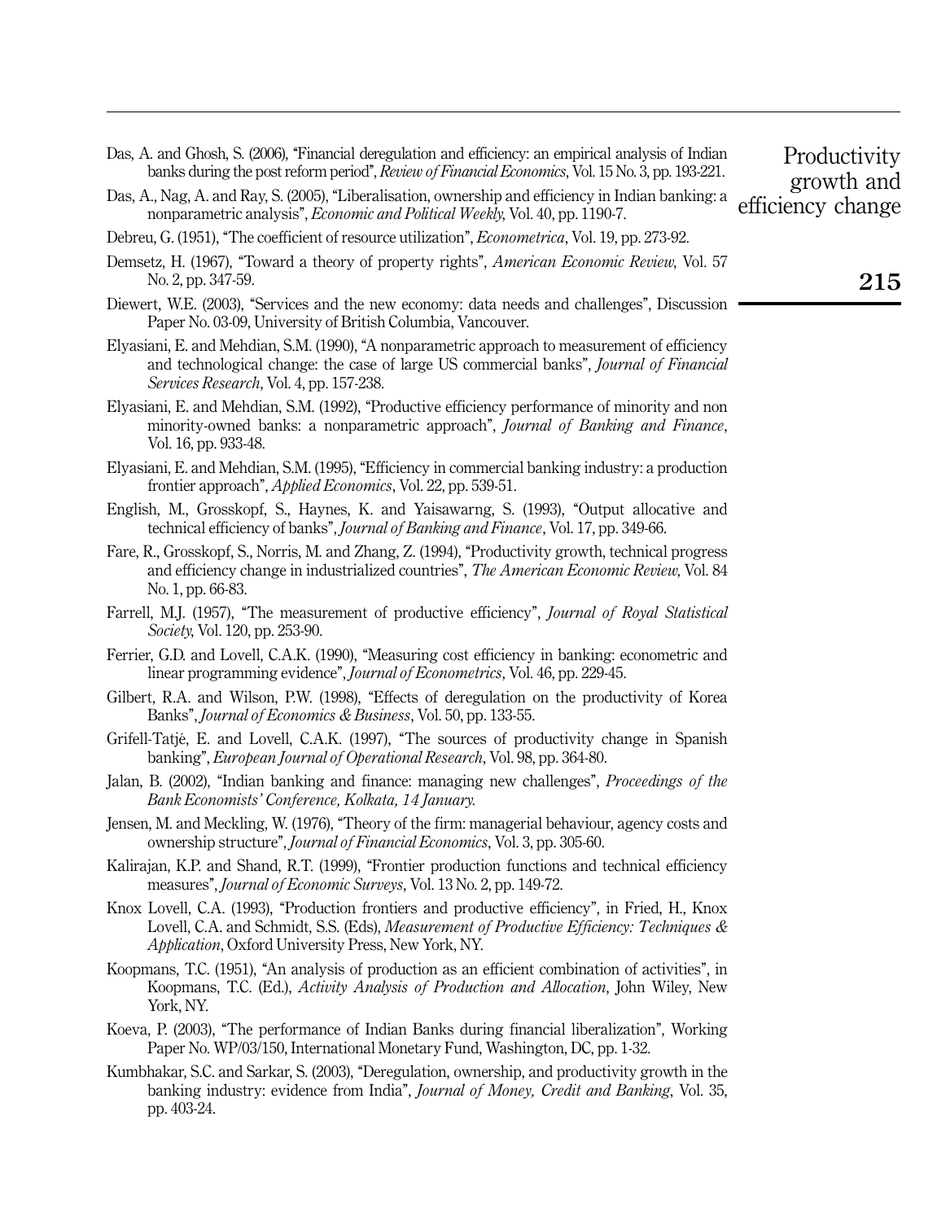Das, A. and Ghosh, S. (2006), "Financial deregulation and efficiency: an empirical analysis of Indian banks during the post reform period", *Review of Financial Economics*, Vol. 15 No. 3, pp. 193-221.

Das, A., Nag, A. and Ray, S. (2005), "Liberalisation, ownership and efficiency in Indian banking: a nonparametric analysis", *Economic and Political Weekly*, Vol. 40, pp. 1190-7.

Debreu, G. (1951), "The coefficient of resource utilization", *Econometrica*, Vol. 19, pp. 273-92.

Demsetz, H. (1967), "Toward a theory of property rights", *American Economic Review*, Vol. 57 No. 2, pp. 347-59.

Diewert, W.E. (2003), "Services and the new economy: data needs and challenges", Discussion Paper No. 03-09, University of British Columbia, Vancouver.

Elyasiani, E. and Mehdian, S.M. (1990), "A nonparametric approach to measurement of efficiency and technological change: the case of large US commercial banks", *Journal of Financial Services Research*, Vol. 4, pp. 157-238.

Elyasiani, E. and Mehdian, S.M. (1992), "Productive efficiency performance of minority and non minority-owned banks: a nonparametric approach", *Journal of Banking and Finance*, Vol. 16, pp. 933-48.

Elyasiani, E. and Mehdian, S.M. (1995), "Efficiency in commercial banking industry: a production frontier approach", *Applied Economics*, Vol. 22, pp. 539-51.

English, M., Grosskopf, S., Haynes, K. and Yaisawarng, S. (1993), "Output allocative and technical efficiency of banks", *Journal of Banking and Finance*, Vol. 17, pp. 349-66.

Fare, R., Grosskopf, S., Norris, M. and Zhang, Z. (1994), "Productivity growth, technical progress and efficiency change in industrialized countries", *The American Economic Review*, Vol. 84 No. 1, pp. 66-83.

Farrell, M.J. (1957), "The measurement of productive efficiency", *Journal of Royal Statistical Society*, Vol. 120, pp. 253-90.

Ferrier, G.D. and Lovell, C.A.K. (1990), "Measuring cost efficiency in banking: econometric and linear programming evidence", *Journal of Econometrics*, Vol. 46, pp. 229-45.

Gilbert, R.A. and Wilson, P.W. (1998), "Effects of deregulation on the productivity of Korea Banks", *Journal of Economics & Business*, Vol. 50, pp. 133-55.

Grifell-Tatjé, E. and Lovell, C.A.K. (1997), "The sources of productivity change in Spanish banking", *European Journal of Operational Research*, Vol. 98, pp. 364-80.

Jalan, B. (2002), "Indian banking and finance: managing new challenges", *Proceedings of the Bank Economists' Conference, Kolkata, 14 January.*

Jensen, M. and Meckling, W. (1976), "Theory of the firm: managerial behaviour, agency costs and ownership structure", *Journal of Financial Economics*, Vol. 3, pp. 305-60.

Kalirajan, K.P. and Shand, R.T. (1999), "Frontier production functions and technical efficiency measures", *Journal of Economic Surveys*, Vol. 13 No. 2, pp. 149-72.

Knox Lovell, C.A. (1993), "Production frontiers and productive efficiency", in Fried, H., Knox Lovell, C.A. and Schmidt, S.S. (Eds), *Measurement of Productive Efficiency: Techniques & Application*, Oxford University Press, New York, NY.

Koopmans, T.C. (1951), "An analysis of production as an efficient combination of activities", in Koopmans, T.C. (Ed.), *Activity Analysis of Production and Allocation*, John Wiley, New York, NY.

Koeva, P. (2003), "The performance of Indian Banks during financial liberalization", Working Paper No. WP/03/150, International Monetary Fund, Washington, DC, pp. 1-32.

Kumbhakar, S.C. and Sarkar, S. (2003), "Deregulation, ownership, and productivity growth in the banking industry: evidence from India", *Journal of Money, Credit and Banking*, Vol. 35, pp. 403-24.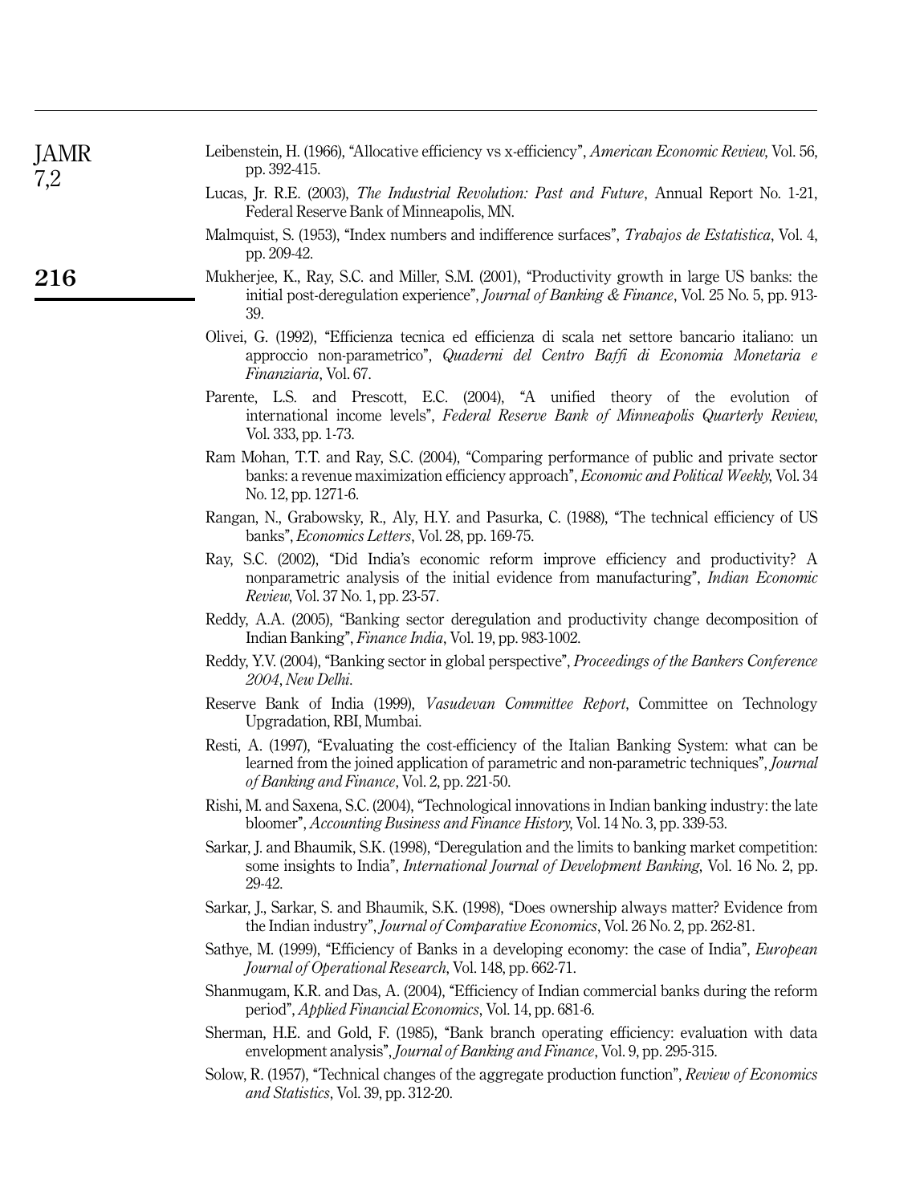Leibenstein, H. (1966), "Allocative efficiency vs x-efficiency", *American Economic Review*, Vol. 56, pp. 392-415.

Lucas, Jr. R.E. (2003), *The Industrial Revolution: Past and Future*, Annual Report No. 1-21, Federal Reserve Bank of Minneapolis, MN.

Malmquist, S. (1953), "Index numbers and indifference surfaces", *Trabajos de Estatistica*, Vol. 4, pp. 209-42.

Mukherjee, K., Ray, S.C. and Miller, S.M. (2001), "Productivity growth in large US banks: the initial post-deregulation experience", *Journal of Banking & Finance*, Vol. 25 No. 5, pp. 913-39.

Olivei, G. (1992), "Efficienza tecnica ed efficienza di scala net settore bancario italiano: un approccio non-parametrico", *Quaderni del Centro Baffi di Economia Monetaria e Finanziaria*, Vol. 67.

Parente, L.S. and Prescott, E.C. (2004), "A unified theory of the evolution of international income levels", *Federal Reserve Bank of Minneapolis Quarterly Review*, Vol. 333, pp. 1-73.

Ram Mohan, T.T. and Ray, S.C. (2004), "Comparing performance of public and private sector banks: a revenue maximization efficiency approach", *Economic and Political Weekly*, Vol. 34 No. 12, pp. 1271-6.

Rangan, N., Grabowsky, R., Aly, H.Y. and Pasurka, C. (1988), "The technical efficiency of US banks", *Economics Letters*, Vol. 28, pp. 169-75.

Ray, S.C. (2002), "Did India's economic reform improve efficiency and productivity? A nonparametric analysis of the initial evidence from manufacturing", *Indian Economic Review*, Vol. 37 No. 1, pp. 23-57.

Reddy, A.A. (2005), "Banking sector deregulation and productivity change decomposition of Indian Banking", *Finance India*, Vol. 19, pp. 983-1002.

Reddy, Y.V. (2004), "Banking sector in global perspective", *Proceedings of the Bankers Conference 2004*, *New Delhi*.

Reserve Bank of India (1999), *Vasudevan Committee Report*, Committee on Technology Upgradation, RBI, Mumbai.

Resti, A. (1997), "Evaluating the cost-efficiency of the Italian Banking System: what can be learned from the joined application of parametric and non-parametric techniques", *Journal of Banking and Finance*, Vol. 2, pp. 221-50.

Rishi, M. and Saxena, S.C. (2004), "Technological innovations in Indian banking industry: the late bloomer", *Accounting Business and Finance History*, Vol. 14 No. 3, pp. 339-53.

Sarkar, J. and Bhaumik, S.K. (1998), "Deregulation and the limits to banking market competition: some insights to India", *International Journal of Development Banking*, Vol. 16 No. 2, pp. 29-42.

Sarkar, J., Sarkar, S. and Bhaumik, S.K. (1998), "Does ownership always matter? Evidence from the Indian industry", *Journal of Comparative Economics*, Vol. 26 No. 2, pp. 262-81.

Sathye, M. (1999), "Efficiency of Banks in a developing economy: the case of India", *European Journal of Operational Research*, Vol. 148, pp. 662-71.

Shanmugam, K.R. and Das, A. (2004), "Efficiency of Indian commercial banks during the reform period", *Applied Financial Economics*, Vol. 14, pp. 681-6.

Sherman, H.E. and Gold, F. (1985), "Bank branch operating efficiency: evaluation with data envelopment analysis", *Journal of Banking and Finance*, Vol. 9, pp. 295-315.

Solow, R. (1957), "Technical changes of the aggregate production function", *Review of Economics and Statistics*, Vol. 39, pp. 312-20.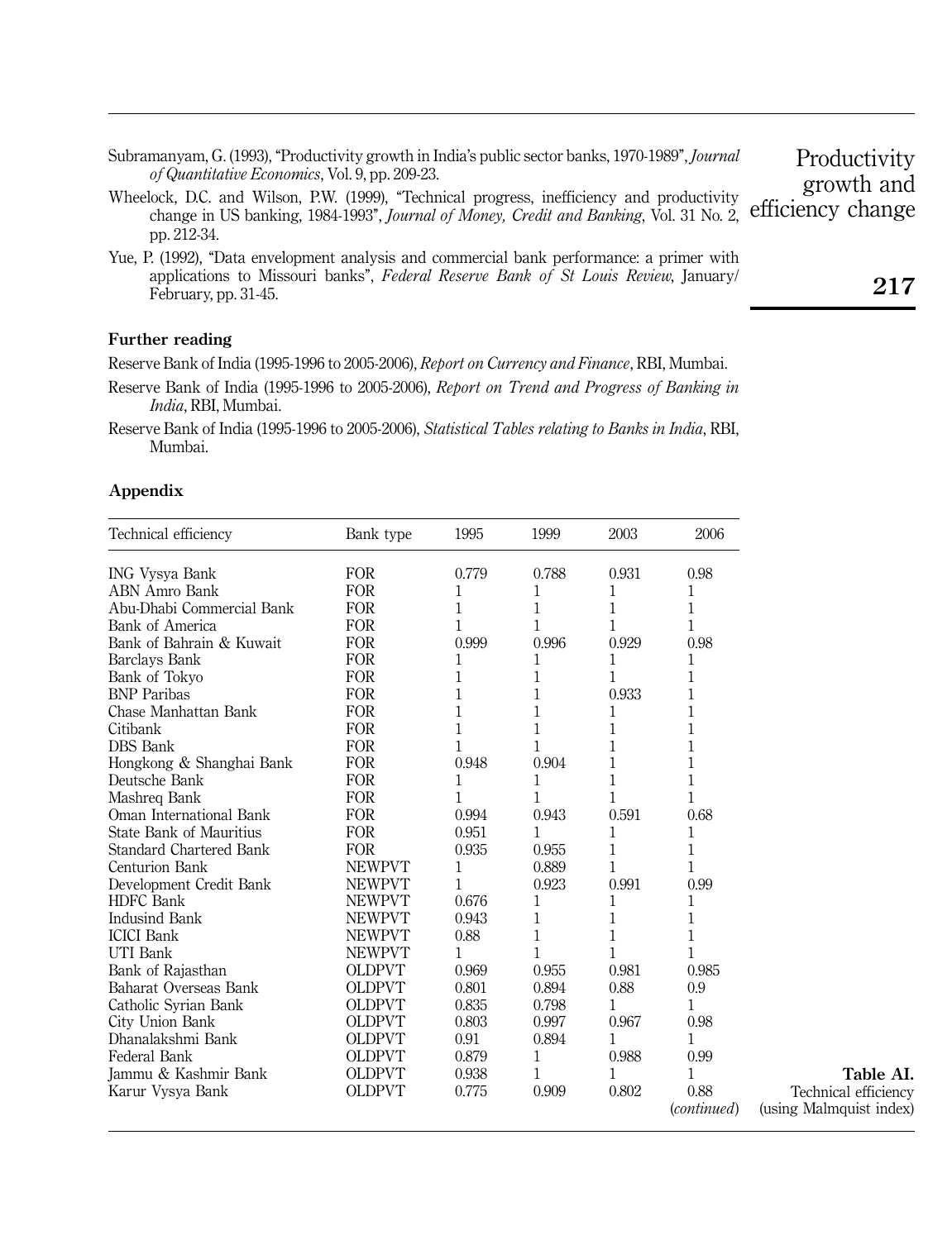Subramanyam, G. (1993), "Productivity growth in India's public sector banks, 1970-1989", *Journal of Quantitative Economics*, Vol. 9, pp. 209-23.

Wheelock, D.C. and Wilson, P.W. (1999), "Technical progress, inefficiency and productivity change in US banking, 1984-1993", *Journal of Money, Credit and Banking*, Vol. 31 No. 2, pp. 212-34.

Yue, P. (1992), "Data envelopment analysis and commercial bank performance: a primer with applications to Missouri banks", *Federal Reserve Bank of St Louis Review*, January/February, pp. 31-45.

## Further reading

Reserve Bank of India (1995-1996 to 2005-2006), *Report on Currency and Finance*, RBI, Mumbai.

Reserve Bank of India (1995-1996 to 2005-2006), *Report on Trend and Progress of Banking in India*, RBI, Mumbai.

Reserve Bank of India (1995-1996 to 2005-2006), *Statistical Tables relating to Banks in India*, RBI, Mumbai.

## Appendix

| Technical efficiency | Bank type | 1995 | 1999 | 2003 | 2006 |
|---|---|---|---|---|---|
| ING Vysya Bank | FOR | 0.779 | 0.788 | 0.931 | 0.98 |
| ABN Amro Bank | FOR | 1 | 1 | 1 | 1 |
| Abu-Dhabi Commercial Bank | FOR | 1 | 1 | 1 | 1 |
| Bank of America | FOR | 1 | 1 | 1 | 1 |
| Bank of Bahrain & Kuwait | FOR | 0.999 | 0.996 | 0.929 | 0.98 |
| Barclays Bank | FOR | 1 | 1 | 1 | 1 |
| Bank of Tokyo | FOR | 1 | 1 | 1 | 1 |
| BNP Paribas | FOR | 1 | 1 | 0.933 | 1 |
| Chase Manhattan Bank | FOR | 1 | 1 | 1 | 1 |
| Citibank | FOR | 1 | 1 | 1 | 1 |
| DBS Bank | FOR | 1 | 1 | 1 | 1 |
| Hongkong & Shanghai Bank | FOR | 0.948 | 0.904 | 1 | 1 |
| Deutsche Bank | FOR | 1 | 1 | 1 | 1 |
| Mashreq Bank | FOR | 1 | 1 | 1 | 1 |
| Oman International Bank | FOR | 0.994 | 0.943 | 0.591 | 0.68 |
| State Bank of Mauritius | FOR | 0.951 | 1 | 1 | 1 |
| Standard Chartered Bank | FOR | 0.935 | 0.955 | 1 | 1 |
| Centurion Bank | NEWPVT | 1 | 0.889 | 1 | 1 |
| Development Credit Bank | NEWPVT | 1 | 0.923 | 0.991 | 0.99 |
| HDFC Bank | NEWPVT | 0.676 | 1 | 1 | 1 |
| Indusind Bank | NEWPVT | 0.943 | 1 | 1 | 1 |
| ICICI Bank | NEWPVT | 0.88 | 1 | 1 | 1 |
| UTI Bank | NEWPVT | 1 | 1 | 1 | 1 |
| Bank of Rajasthan | OLDPVT | 0.969 | 0.955 | 0.981 | 0.985 |
| Baharat Overseas Bank | OLDPVT | 0.801 | 0.894 | 0.88 | 0.9 |
| Catholic Syrian Bank | OLDPVT | 0.835 | 0.798 | 1 | 1 |
| City Union Bank | OLDPVT | 0.803 | 0.997 | 0.967 | 0.98 |
| Dhanalakshmi Bank | OLDPVT | 0.91 | 0.894 | 1 | 1 |
| Federal Bank | OLDPVT | 0.879 | 1 | 0.988 | 0.99 |
| Jammu & Kashmir Bank | OLDPVT | 0.938 | 1 | 1 | 1 |
| Karur Vysya Bank | OLDPVT | 0.775 | 0.909 | 0.802 | 0.88 |

(*continued*)

**Table AI.** Technical efficiency (using Malmquist index)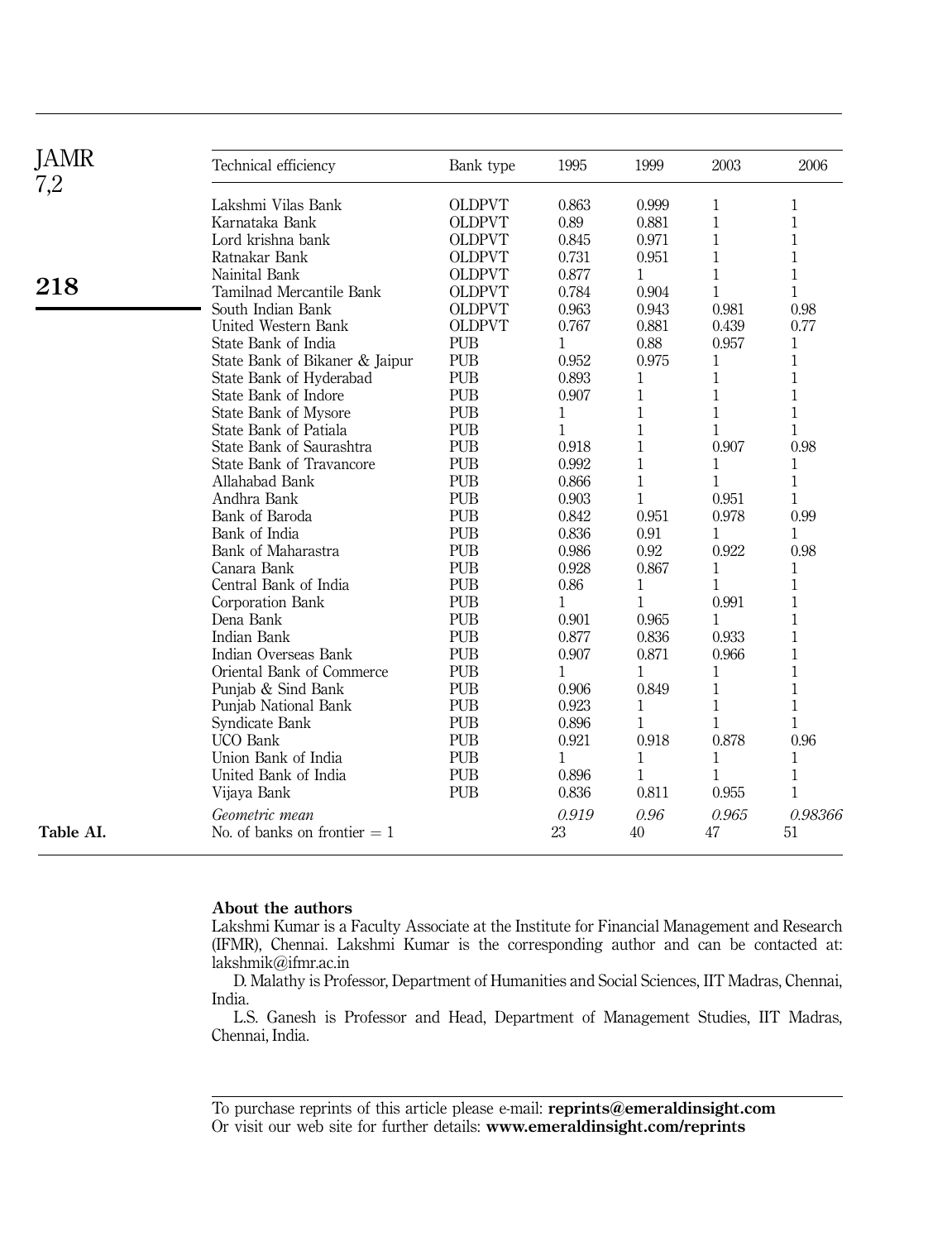| Technical efficiency | Bank type | 1995 | 1999 | 2003 | 2006 |
|---|---|---|---|---|---|
| Lakshmi Vilas Bank | OLDPVT | 0.863 | 0.999 | 1 | 1 |
| Karnataka Bank | OLDPVT | 0.89 | 0.881 | 1 | 1 |
| Lord krishna bank | OLDPVT | 0.845 | 0.971 | 1 | 1 |
| Ratnakar Bank | OLDPVT | 0.731 | 0.951 | 1 | 1 |
| Nainital Bank | OLDPVT | 0.877 | 1 | 1 | 1 |
| Tamilnad Mercantile Bank | OLDPVT | 0.784 | 0.904 | 1 | 1 |
| South Indian Bank | OLDPVT | 0.963 | 0.943 | 0.981 | 0.98 |
| United Western Bank | OLDPVT | 0.767 | 0.881 | 0.439 | 0.77 |
| State Bank of India | PUB | 1 | 0.88 | 0.957 | 1 |
| State Bank of Bikaner & Jaipur | PUB | 0.952 | 0.975 | 1 | 1 |
| State Bank of Hyderabad | PUB | 0.893 | 1 | 1 | 1 |
| State Bank of Indore | PUB | 0.907 | 1 | 1 | 1 |
| State Bank of Mysore | PUB | 1 | 1 | 1 | 1 |
| State Bank of Patiala | PUB | 1 | 1 | 1 | 1 |
| State Bank of Saurashtra | PUB | 0.918 | 1 | 0.907 | 0.98 |
| State Bank of Travancore | PUB | 0.992 | 1 | 1 | 1 |
| Allahabad Bank | PUB | 0.866 | 1 | 1 | 1 |
| Andhra Bank | PUB | 0.903 | 1 | 0.951 | 1 |
| Bank of Baroda | PUB | 0.842 | 0.951 | 0.978 | 0.99 |
| Bank of India | PUB | 0.836 | 0.91 | 1 | 1 |
| Bank of Maharastra | PUB | 0.986 | 0.92 | 0.922 | 0.98 |
| Canara Bank | PUB | 0.928 | 0.867 | 1 | 1 |
| Central Bank of India | PUB | 0.86 | 1 | 1 | 1 |
| Corporation Bank | PUB | 1 | 1 | 0.991 | 1 |
| Dena Bank | PUB | 0.901 | 0.965 | 1 | 1 |
| Indian Bank | PUB | 0.877 | 0.836 | 0.933 | 1 |
| Indian Overseas Bank | PUB | 0.907 | 0.871 | 0.966 | 1 |
| Oriental Bank of Commerce | PUB | 1 | 1 | 1 | 1 |
| Punjab & Sind Bank | PUB | 0.906 | 0.849 | 1 | 1 |
| Punjab National Bank | PUB | 0.923 | 1 | 1 | 1 |
| Syndicate Bank | PUB | 0.896 | 1 | 1 | 1 |
| UCO Bank | PUB | 0.921 | 0.918 | 0.878 | 0.96 |
| Union Bank of India | PUB | 1 | 1 | 1 | 1 |
| United Bank of India | PUB | 0.896 | 1 | 1 | 1 |
| Vijaya Bank | PUB | 0.836 | 0.811 | 0.955 | 1 |
| *Geometric mean* | | *0.919* | *0.96* | *0.965* | *0.98366* |
| No. of banks on frontier = 1 | | 23 | 40 | 47 | 51 |

**Table AI.**

## About the authors

Lakshmi Kumar is a Faculty Associate at the Institute for Financial Management and Research (IFMR), Chennai. Lakshmi Kumar is the corresponding author and can be contacted at: lakshmik@ifmr.ac.in

D. Malathy is Professor, Department of Humanities and Social Sciences, IIT Madras, Chennai, India.

L.S. Ganesh is Professor and Head, Department of Management Studies, IIT Madras, Chennai, India.

To purchase reprints of this article please e-mail: **reprints@emeraldinsight.com**
Or visit our web site for further details: **www.emeraldinsight.com/reprints**